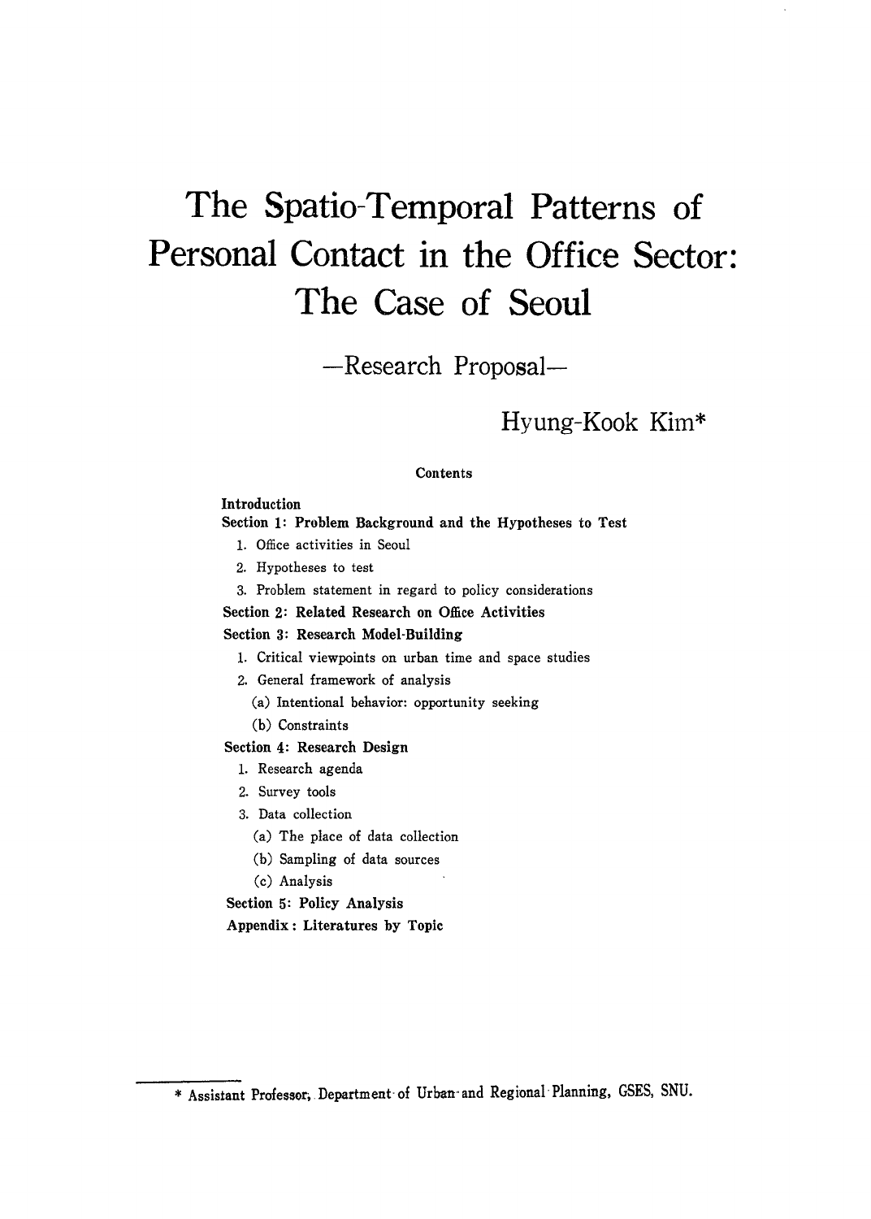# The Spatio-Temporal Patterns of Personal Contact in the Office Sector: The Case of Seoul

## —Research Proposal—

Hyung-Kook Kim*

**Contents**

**Introduction**

**Section 1: Problem Background and the Hypotheses to Test**

1. Office activities in Seoul
2. Hypotheses to test
3. Problem statement in regard to policy considerations

**Section 2: Related Research on Office Activities**

**Section 3: Research Model-Building**

1. Critical viewpoints on urban time and space studies
2. General framework of analysis
   (a) Intentional behavior: opportunity seeking
   (b) Constraints

**Section 4: Research Design**

1. Research agenda
2. Survey tools
3. Data collection
   (a) The place of data collection
   (b) Sampling of data sources
   (c) Analysis

**Section 5: Policy Analysis**

**Appendix: Literatures by Topic**

---

\* Assistant Professor, Department of Urban and Regional Planning, GSES, SNU.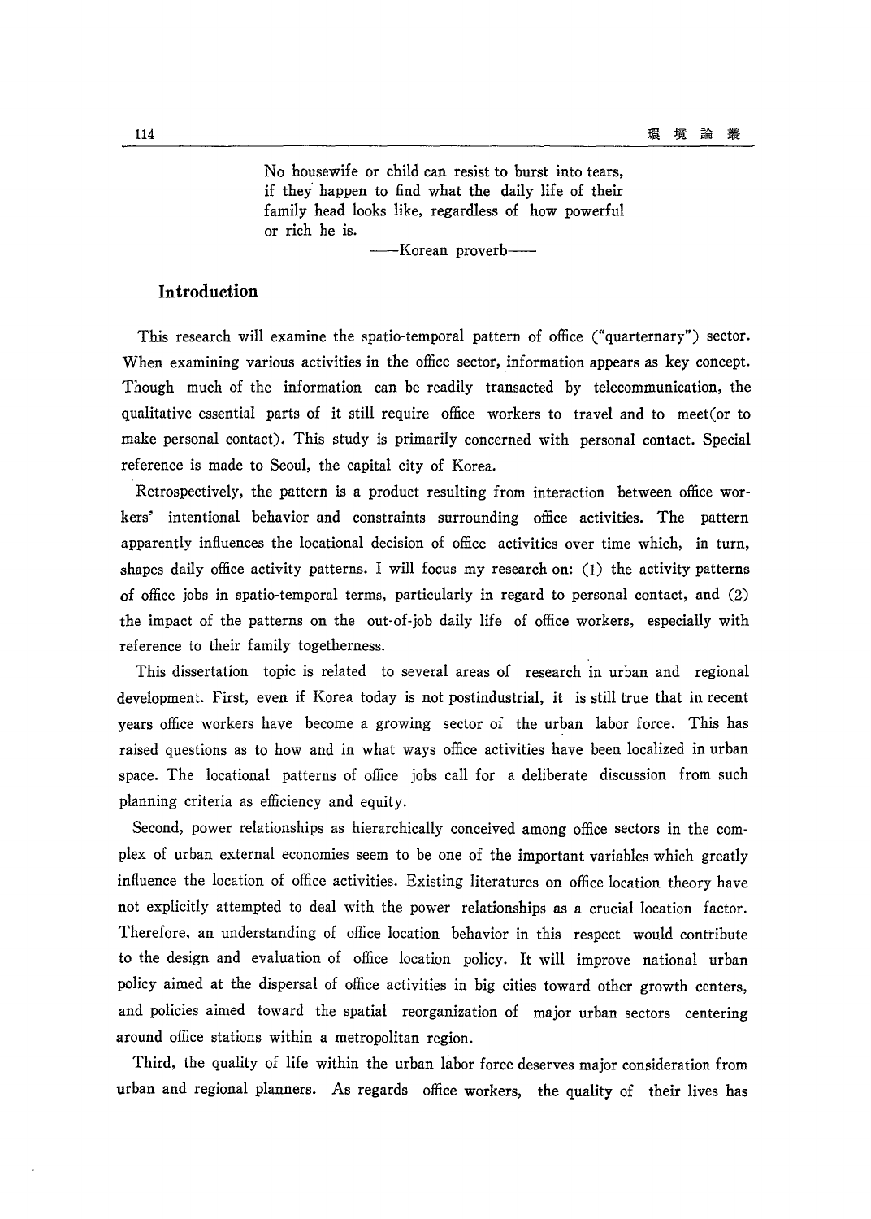> No housewife or child can resist to burst into tears, if they happen to find what the daily life of their family head looks like, regardless of how powerful or rich he is.
>
> ——Korean proverb——

## Introduction

This research will examine the spatio-temporal pattern of office ("quarternary") sector. When examining various activities in the office sector, information appears as key concept. Though much of the information can be readily transacted by telecommunication, the qualitative essential parts of it still require office workers to travel and to meet(or to make personal contact). This study is primarily concerned with personal contact. Special reference is made to Seoul, the capital city of Korea.

Retrospectively, the pattern is a product resulting from interaction between office workers' intentional behavior and constraints surrounding office activities. The pattern apparently influences the locational decision of office activities over time which, in turn, shapes daily office activity patterns. I will focus my research on: (1) the activity patterns of office jobs in spatio-temporal terms, particularly in regard to personal contact, and (2) the impact of the patterns on the out-of-job daily life of office workers, especially with reference to their family togetherness.

This dissertation topic is related to several areas of research in urban and regional development. First, even if Korea today is not postindustrial, it is still true that in recent years office workers have become a growing sector of the urban labor force. This has raised questions as to how and in what ways office activities have been localized in urban space. The locational patterns of office jobs call for a deliberate discussion from such planning criteria as efficiency and equity.

Second, power relationships as hierarchically conceived among office sectors in the complex of urban external economies seem to be one of the important variables which greatly influence the location of office activities. Existing literatures on office location theory have not explicitly attempted to deal with the power relationships as a crucial location factor. Therefore, an understanding of office location behavior in this respect would contribute to the design and evaluation of office location policy. It will improve national urban policy aimed at the dispersal of office activities in big cities toward other growth centers, and policies aimed toward the spatial reorganization of major urban sectors centering around office stations within a metropolitan region.

Third, the quality of life within the urban labor force deserves major consideration from urban and regional planners. As regards office workers, the quality of their lives has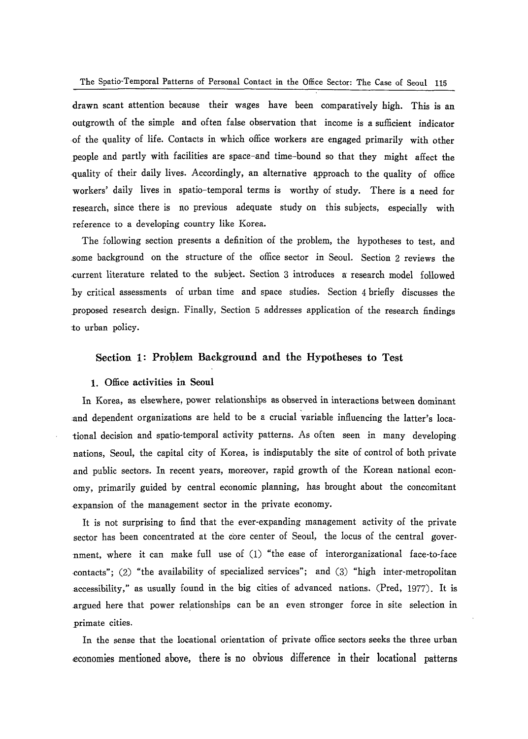drawn scant attention because their wages have been comparatively high. This is an outgrowth of the simple and often false observation that income is a sufficient indicator of the quality of life. Contacts in which office workers are engaged primarily with other people and partly with facilities are space-and time-bound so that they might affect the quality of their daily lives. Accordingly, an alternative approach to the quality of office workers' daily lives in spatio-temporal terms is worthy of study. There is a need for research, since there is no previous adequate study on this subjects, especially with reference to a developing country like Korea.

The following section presents a definition of the problem, the hypotheses to test, and some background on the structure of the office sector in Seoul. Section 2 reviews the current literature related to the subject. Section 3 introduces a research model followed by critical assessments of urban time and space studies. Section 4 briefly discusses the proposed research design. Finally, Section 5 addresses application of the research findings to urban policy.

## Section 1: Problem Background and the Hypotheses to Test

### 1. Office activities in Seoul

In Korea, as elsewhere, power relationships as observed in interactions between dominant and dependent organizations are held to be a crucial variable influencing the latter's locational decision and spatio-temporal activity patterns. As often seen in many developing nations, Seoul, the capital city of Korea, is indisputably the site of control of both private and public sectors. In recent years, moreover, rapid growth of the Korean national economy, primarily guided by central economic planning, has brought about the concomitant expansion of the management sector in the private economy.

It is not surprising to find that the ever-expanding management activity of the private sector has been concentrated at the core center of Seoul, the locus of the central government, where it can make full use of (1) "the ease of interorganizational face-to-face contacts"; (2) "the availability of specialized services"; and (3) "high inter-metropolitan accessibility," as usually found in the big cities of advanced nations. (Pred, 1977). It is argued here that power relationships can be an even stronger force in site selection in primate cities.

In the sense that the locational orientation of private office sectors seeks the three urban economies mentioned above, there is no obvious difference in their locational patterns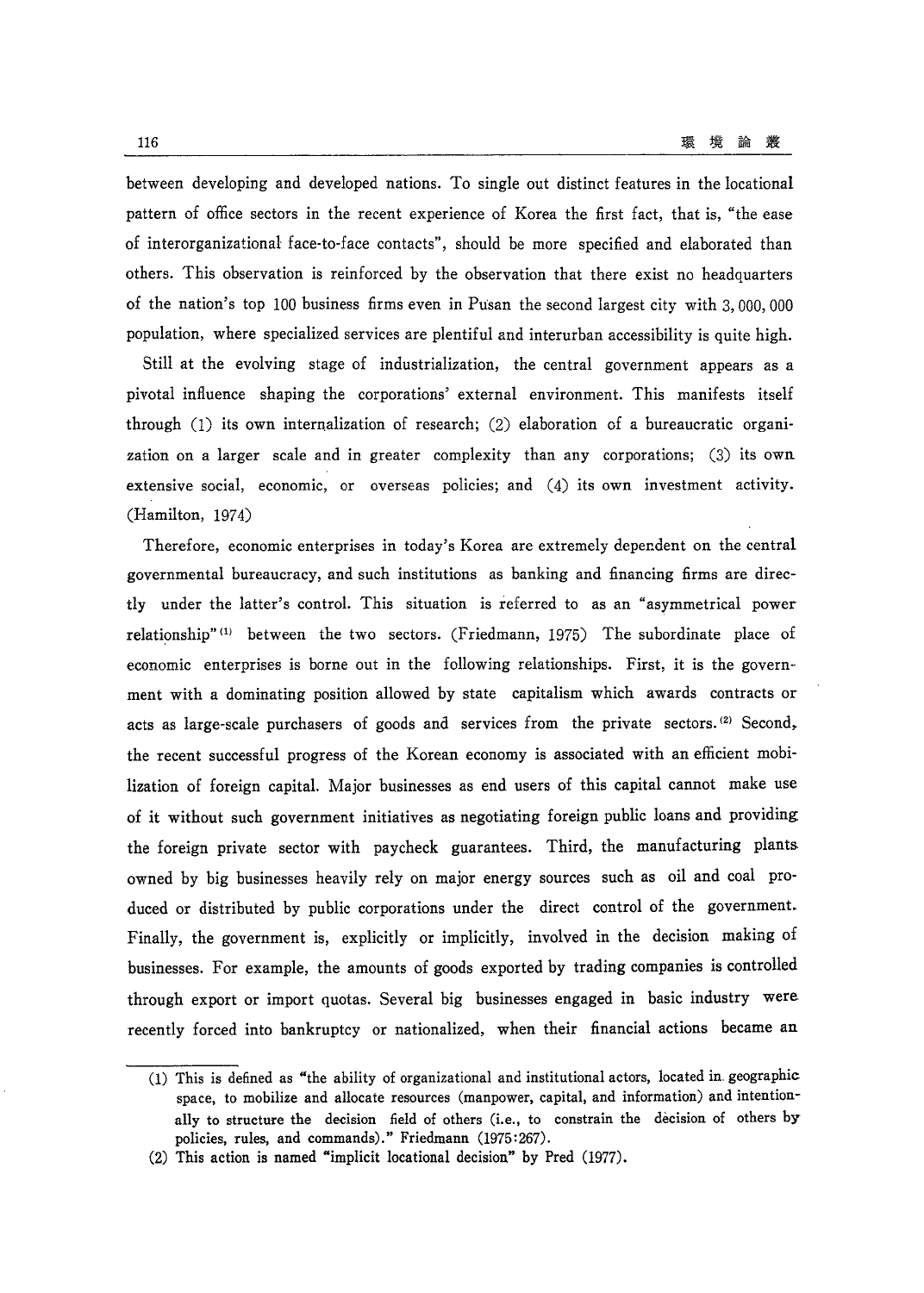between developing and developed nations. To single out distinct features in the locational pattern of office sectors in the recent experience of Korea the first fact, that is, "the ease of interorganizational face-to-face contacts", should be more specified and elaborated than others. This observation is reinforced by the observation that there exist no headquarters of the nation's top 100 business firms even in Pusan the second largest city with 3, 000, 000 population, where specialized services are plentiful and interurban accessibility is quite high.

Still at the evolving stage of industrialization, the central government appears as a pivotal influence shaping the corporations' external environment. This manifests itself through (1) its own internalization of research; (2) elaboration of a bureaucratic organization on a larger scale and in greater complexity than any corporations; (3) its own extensive social, economic, or overseas policies; and (4) its own investment activity. (Hamilton, 1974)

Therefore, economic enterprises in today's Korea are extremely dependent on the central governmental bureaucracy, and such institutions as banking and financing firms are directly under the latter's control. This situation is referred to as an "asymmetrical power relationship"[1] between the two sectors. (Friedmann, 1975) The subordinate place of economic enterprises is borne out in the following relationships. First, it is the government with a dominating position allowed by state capitalism which awards contracts or acts as large-scale purchasers of goods and services from the private sectors.[2] Second, the recent successful progress of the Korean economy is associated with an efficient mobilization of foreign capital. Major businesses as end users of this capital cannot make use of it without such government initiatives as negotiating foreign public loans and providing the foreign private sector with paycheck guarantees. Third, the manufacturing plants owned by big businesses heavily rely on major energy sources such as oil and coal produced or distributed by public corporations under the direct control of the government. Finally, the government is, explicitly or implicitly, involved in the decision making of businesses. For example, the amounts of goods exported by trading companies is controlled through export or import quotas. Several big businesses engaged in basic industry were recently forced into bankruptcy or nationalized, when their financial actions became an

---

(1) This is defined as "the ability of organizational and institutional actors, located in geographic space, to mobilize and allocate resources (manpower, capital, and information) and intentionally to structure the decision field of others (i.e., to constrain the decision of others by policies, rules, and commands)." Friedmann (1975:267).

(2) This action is named "implicit locational decision" by Pred (1977).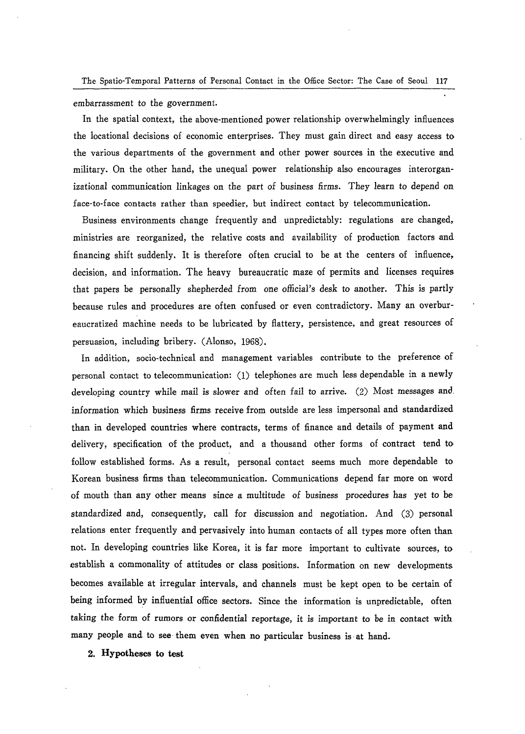embarrassment to the government.

In the spatial context, the above-mentioned power relationship overwhelmingly influences the locational decisions of economic enterprises. They must gain direct and easy access to the various departments of the government and other power sources in the executive and military. On the other hand, the unequal power relationship also encourages interorganizational communication linkages on the part of business firms. They learn to depend on face-to-face contacts rather than speedier, but indirect contact by telecommunication.

Business environments change frequently and unpredictably: regulations are changed, ministries are reorganized, the relative costs and availability of production factors and financing shift suddenly. It is therefore often crucial to be at the centers of influence, decision, and information. The heavy bureaucratic maze of permits and licenses requires that papers be personally shepherded from one official's desk to another. This is partly because rules and procedures are often confused or even contradictory. Many an overbureaucratized machine needs to be lubricated by flattery, persistence, and great resources of persuasion, including bribery. (Alonso, 1968).

In addition, socio-technical and management variables contribute to the preference of personal contact to telecommunication: (1) telephones are much less dependable in a newly developing country while mail is slower and often fail to arrive. (2) Most messages and information which business firms receive from outside are less impersonal and standardized than in developed countries where contracts, terms of finance and details of payment and delivery, specification of the product, and a thousand other forms of contract tend to follow established forms. As a result, personal contact seems much more dependable to Korean business firms than telecommunication. Communications depend far more on word of mouth than any other means since a multitude of business procedures has yet to be standardized and, consequently, call for discussion and negotiation. And (3) personal relations enter frequently and pervasively into human contacts of all types more often than not. In developing countries like Korea, it is far more important to cultivate sources, to establish a commonality of attitudes or class positions. Information on new developments becomes available at irregular intervals, and channels must be kept open to be certain of being informed by influential office sectors. Since the information is unpredictable, often taking the form of rumors or confidential reportage, it is important to be in contact with many people and to see them even when no particular business is at hand.

## 2. Hypotheses to test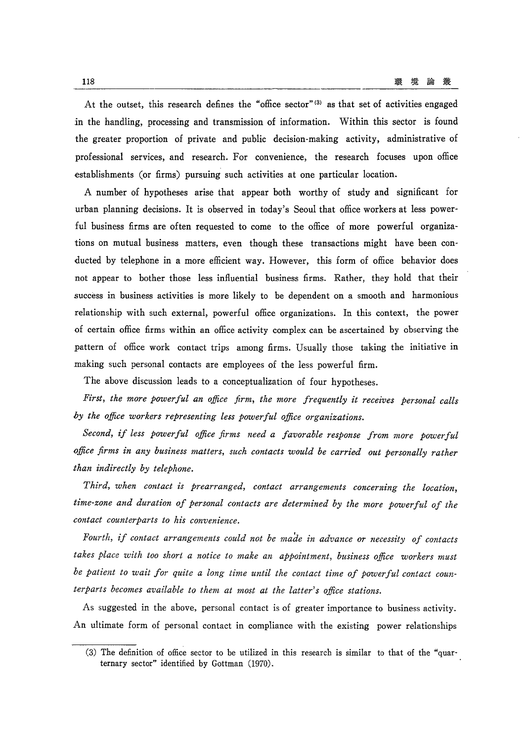At the outset, this research defines the "office sector"[3] as that set of activities engaged in the handling, processing and transmission of information. Within this sector is found the greater proportion of private and public decision-making activity, administrative of professional services, and research. For convenience, the research focuses upon office establishments (or firms) pursuing such activities at one particular location.

A number of hypotheses arise that appear both worthy of study and significant for urban planning decisions. It is observed in today's Seoul that office workers at less powerful business firms are often requested to come to the office of more powerful organizations on mutual business matters, even though these transactions might have been conducted by telephone in a more efficient way. However, this form of office behavior does not appear to bother those less influential business firms. Rather, they hold that their success in business activities is more likely to be dependent on a smooth and harmonious relationship with such external, powerful office organizations. In this context, the power of certain office firms within an office activity complex can be ascertained by observing the pattern of office work contact trips among firms. Usually those taking the initiative in making such personal contacts are employees of the less powerful firm.

The above discussion leads to a conceptualization of four hypotheses.

*First, the more powerful an office firm, the more frequently it receives personal calls by the office workers representing less powerful office organizations.*

*Second, if less powerful office firms need a favorable response from more powerful office firms in any business matters, such contacts would be carried out personally rather than indirectly by telephone.*

*Third, when contact is prearranged, contact arrangements concerning the location, time-zone and duration of personal contacts are determined by the more powerful of the contact counterparts to his convenience.*

*Fourth, if contact arrangements could not be made in advance or necessity of contacts takes place with too short a notice to make an appointment, business office workers must be patient to wait for quite a long time until the contact time of powerful contact counterparts becomes available to them at most at the latter's office stations.*

As suggested in the above, personal contact is of greater importance to business activity. An ultimate form of personal contact in compliance with the existing power relationships

---

(3) The definition of office sector to be utilized in this research is similar to that of the "quarternary sector" identified by Gottman (1970).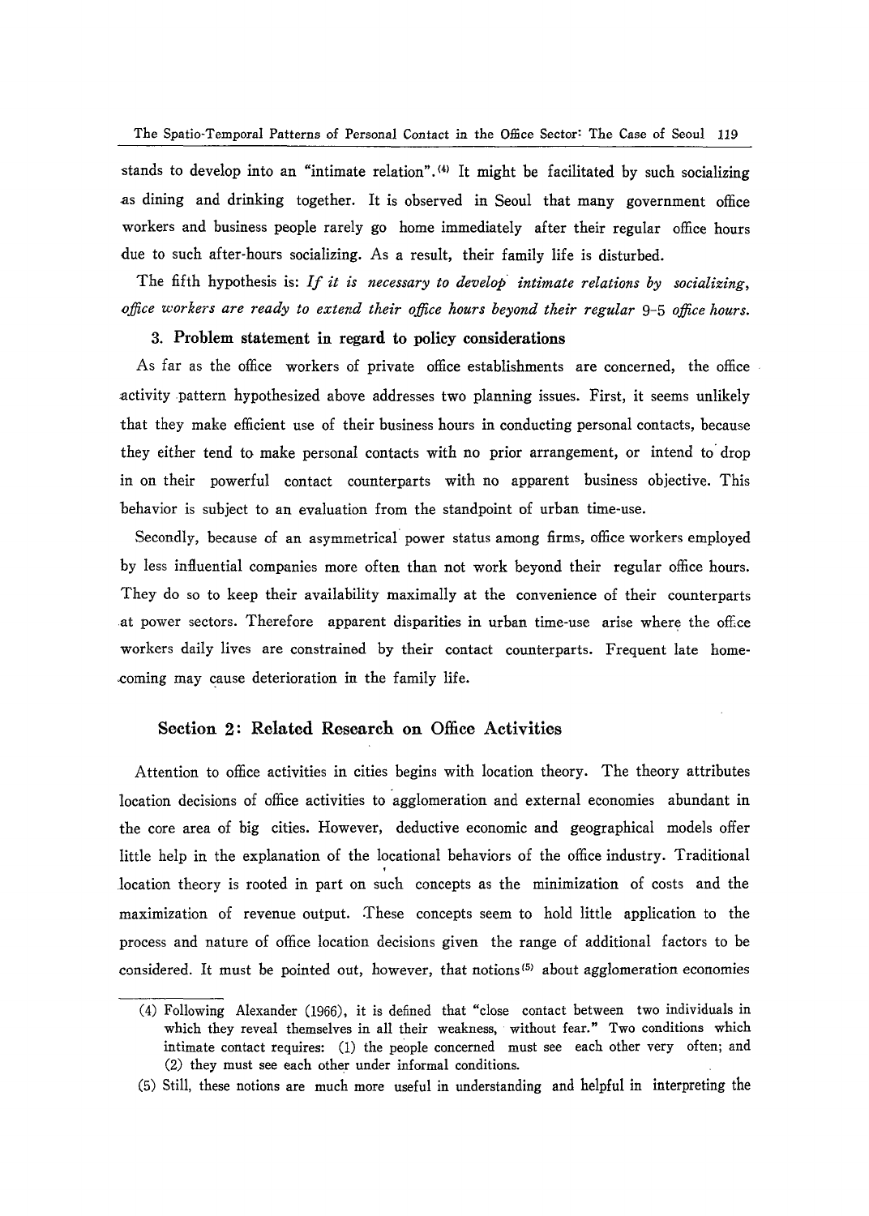stands to develop into an "intimate relation".[4] It might be facilitated by such socializing as dining and drinking together. It is observed in Seoul that many government office workers and business people rarely go home immediately after their regular office hours due to such after-hours socializing. As a result, their family life is disturbed.

The fifth hypothesis is: *If it is necessary to develop intimate relations by socializing, office workers are ready to extend their office hours beyond their regular* 9–5 *office hours.*

### 3. Problem statement in regard to policy considerations

As far as the office workers of private office establishments are concerned, the office activity pattern hypothesized above addresses two planning issues. First, it seems unlikely that they make efficient use of their business hours in conducting personal contacts, because they either tend to make personal contacts with no prior arrangement, or intend to drop in on their powerful contact counterparts with no apparent business objective. This behavior is subject to an evaluation from the standpoint of urban time-use.

Secondly, because of an asymmetrical power status among firms, office workers employed by less influential companies more often than not work beyond their regular office hours. They do so to keep their availability maximally at the convenience of their counterparts at power sectors. Therefore apparent disparities in urban time-use arise where the office workers daily lives are constrained by their contact counterparts. Frequent late home-coming may cause deterioration in the family life.

## Section 2: Related Research on Office Activities

Attention to office activities in cities begins with location theory. The theory attributes location decisions of office activities to agglomeration and external economies abundant in the core area of big cities. However, deductive economic and geographical models offer little help in the explanation of the locational behaviors of the office industry. Traditional location theory is rooted in part on such concepts as the minimization of costs and the maximization of revenue output. These concepts seem to hold little application to the process and nature of office location decisions given the range of additional factors to be considered. It must be pointed out, however, that notions[5] about agglomeration economies

(4) Following Alexander (1966), it is defined that "close contact between two individuals in which they reveal themselves in all their weakness, without fear." Two conditions which intimate contact requires: (1) the people concerned must see each other very often; and (2) they must see each other under informal conditions.

(5) Still, these notions are much more useful in understanding and helpful in interpreting the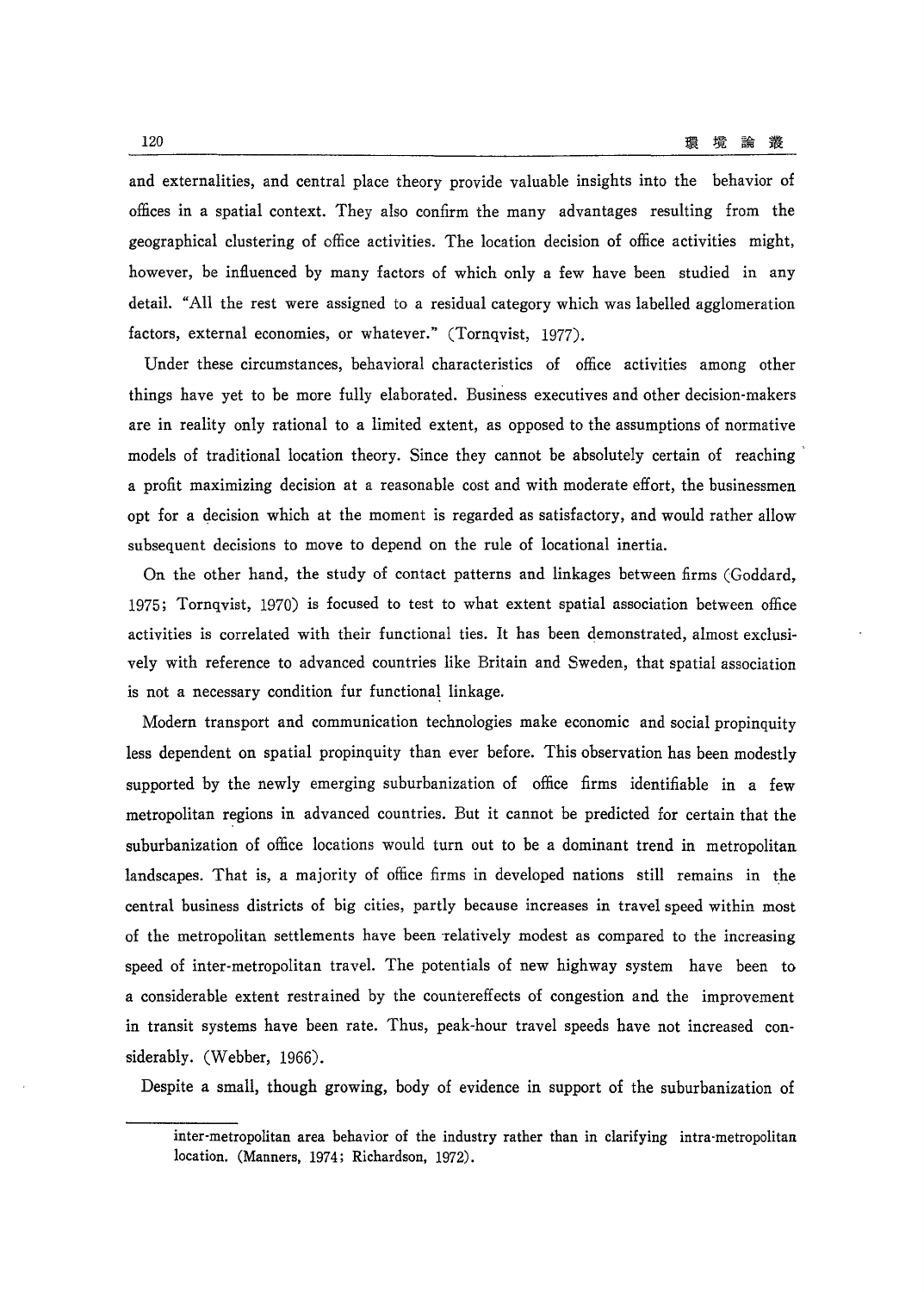and externalities, and central place theory provide valuable insights into the behavior of offices in a spatial context. They also confirm the many advantages resulting from the geographical clustering of office activities. The location decision of office activities might, however, be influenced by many factors of which only a few have been studied in any detail. "All the rest were assigned to a residual category which was labelled agglomeration factors, external economies, or whatever." (Tornqvist, 1977).

Under these circumstances, behavioral characteristics of office activities among other things have yet to be more fully elaborated. Business executives and other decision-makers are in reality only rational to a limited extent, as opposed to the assumptions of normative models of traditional location theory. Since they cannot be absolutely certain of reaching a profit maximizing decision at a reasonable cost and with moderate effort, the businessmen opt for a decision which at the moment is regarded as satisfactory, and would rather allow subsequent decisions to move to depend on the rule of locational inertia.

On the other hand, the study of contact patterns and linkages between firms (Goddard, 1975; Tornqvist, 1970) is focused to test to what extent spatial association between office activities is correlated with their functional ties. It has been demonstrated, almost exclusively with reference to advanced countries like Britain and Sweden, that spatial association is not a necessary condition fur functional linkage.

Modern transport and communication technologies make economic and social propinquity less dependent on spatial propinquity than ever before. This observation has been modestly supported by the newly emerging suburbanization of office firms identifiable in a few metropolitan regions in advanced countries. But it cannot be predicted for certain that the suburbanization of office locations would turn out to be a dominant trend in metropolitan landscapes. That is, a majority of office firms in developed nations still remains in the central business districts of big cities, partly because increases in travel speed within most of the metropolitan settlements have been relatively modest as compared to the increasing speed of inter-metropolitan travel. The potentials of new highway system have been to a considerable extent restrained by the countereffects of congestion and the improvement in transit systems have been rate. Thus, peak-hour travel speeds have not increased considerably. (Webber, 1966).

Despite a small, though growing, body of evidence in support of the suburbanization of

---

inter-metropolitan area behavior of the industry rather than in clarifying intra-metropolitan location. (Manners, 1974; Richardson, 1972).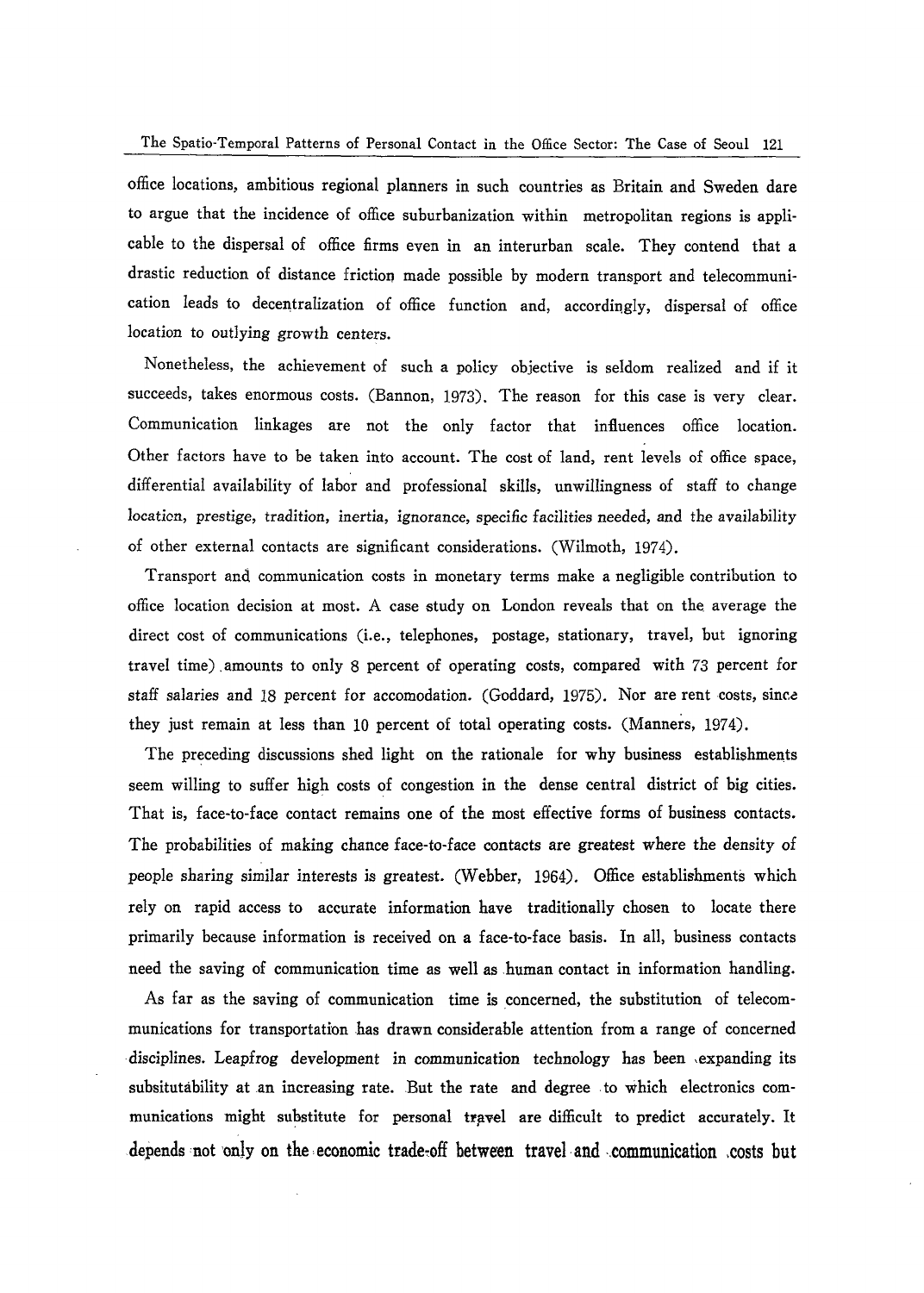office locations, ambitious regional planners in such countries as Britain and Sweden dare to argue that the incidence of office suburbanization within metropolitan regions is applicable to the dispersal of office firms even in an interurban scale. They contend that a drastic reduction of distance friction made possible by modern transport and telecommunication leads to decentralization of office function and, accordingly, dispersal of office location to outlying growth centers.

Nonetheless, the achievement of such a policy objective is seldom realized and if it succeeds, takes enormous costs. (Bannon, 1973). The reason for this case is very clear. Communication linkages are not the only factor that influences office location. Other factors have to be taken into account. The cost of land, rent levels of office space, differential availability of labor and professional skills, unwillingness of staff to change location, prestige, tradition, inertia, ignorance, specific facilities needed, and the availability of other external contacts are significant considerations. (Wilmoth, 1974).

Transport and communication costs in monetary terms make a negligible contribution to office location decision at most. A case study on London reveals that on the average the direct cost of communications (i.e., telephones, postage, stationary, travel, but ignoring travel time) amounts to only 8 percent of operating costs, compared with 73 percent for staff salaries and 18 percent for accomodation. (Goddard, 1975). Nor are rent costs, since they just remain at less than 10 percent of total operating costs. (Manners, 1974).

The preceding discussions shed light on the rationale for why business establishments seem willing to suffer high costs of congestion in the dense central district of big cities. That is, face-to-face contact remains one of the most effective forms of business contacts. The probabilities of making chance face-to-face contacts are greatest where the density of people sharing similar interests is greatest. (Webber, 1964). Office establishments which rely on rapid access to accurate information have traditionally chosen to locate there primarily because information is received on a face-to-face basis. In all, business contacts need the saving of communication time as well as human contact in information handling.

As far as the saving of communication time is concerned, the substitution of telecommunications for transportation has drawn considerable attention from a range of concerned disciplines. Leapfrog development in communication technology has been expanding its subsitutability at an increasing rate. But the rate and degree to which electronics communications might substitute for personal travel are difficult to predict accurately. It depends not only on the economic trade-off between travel and communication costs but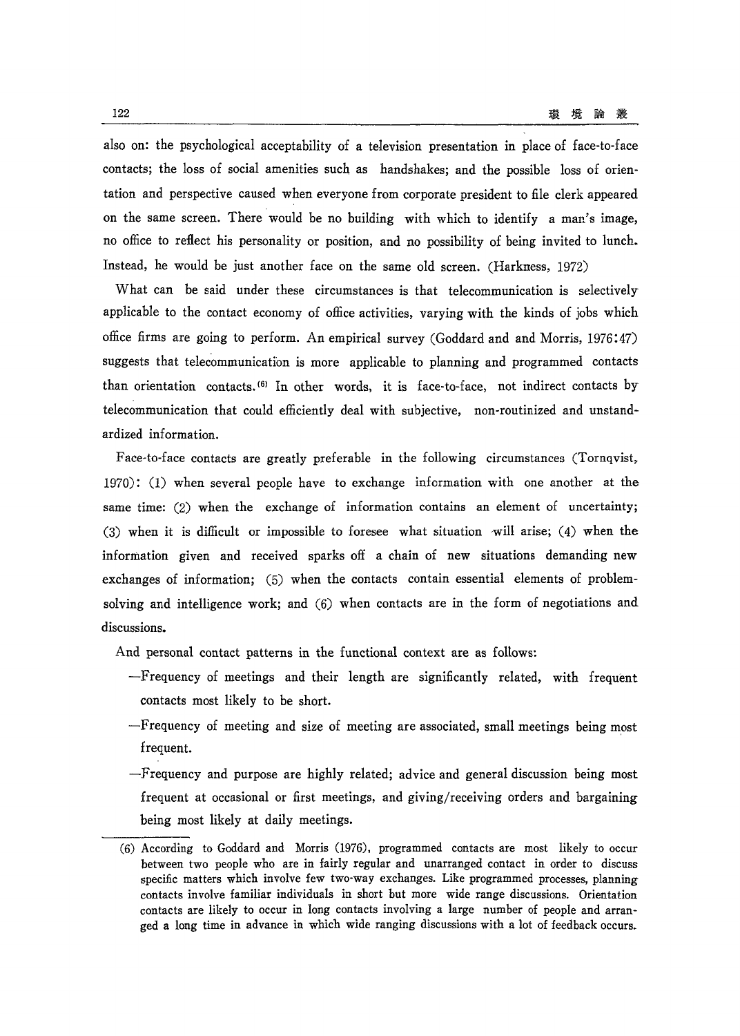also on: the psychological acceptability of a television presentation in place of face-to-face contacts; the loss of social amenities such as handshakes; and the possible loss of orientation and perspective caused when everyone from corporate president to file clerk appeared on the same screen. There would be no building with which to identify a man's image, no office to reflect his personality or position, and no possibility of being invited to lunch. Instead, he would be just another face on the same old screen. (Harkness, 1972)

What can be said under these circumstances is that telecommunication is selectively applicable to the contact economy of office activities, varying with the kinds of jobs which office firms are going to perform. An empirical survey (Goddard and and Morris, 1976:47) suggests that telecommunication is more applicable to planning and programmed contacts than orientation contacts.(6) In other words, it is face-to-face, not indirect contacts by telecommunication that could efficiently deal with subjective, non-routinized and unstandardized information.

Face-to-face contacts are greatly preferable in the following circumstances (Tornqvist, 1970): (1) when several people have to exchange information with one another at the same time: (2) when the exchange of information contains an element of uncertainty; (3) when it is difficult or impossible to foresee what situation will arise; (4) when the information given and received sparks off a chain of new situations demanding new exchanges of information; (5) when the contacts contain essential elements of problem-solving and intelligence work; and (6) when contacts are in the form of negotiations and discussions.

And personal contact patterns in the functional context are as follows:

- Frequency of meetings and their length are significantly related, with frequent contacts most likely to be short.
- Frequency of meeting and size of meeting are associated, small meetings being most frequent.
- Frequency and purpose are highly related; advice and general discussion being most frequent at occasional or first meetings, and giving/receiving orders and bargaining being most likely at daily meetings.

---

(6) According to Goddard and Morris (1976), programmed contacts are most likely to occur between two people who are in fairly regular and unarranged contact in order to discuss specific matters which involve few two-way exchanges. Like programmed processes, planning contacts involve familiar individuals in short but more wide range discussions. Orientation contacts are likely to occur in long contacts involving a large number of people and arranged a long time in advance in which wide ranging discussions with a lot of feedback occurs.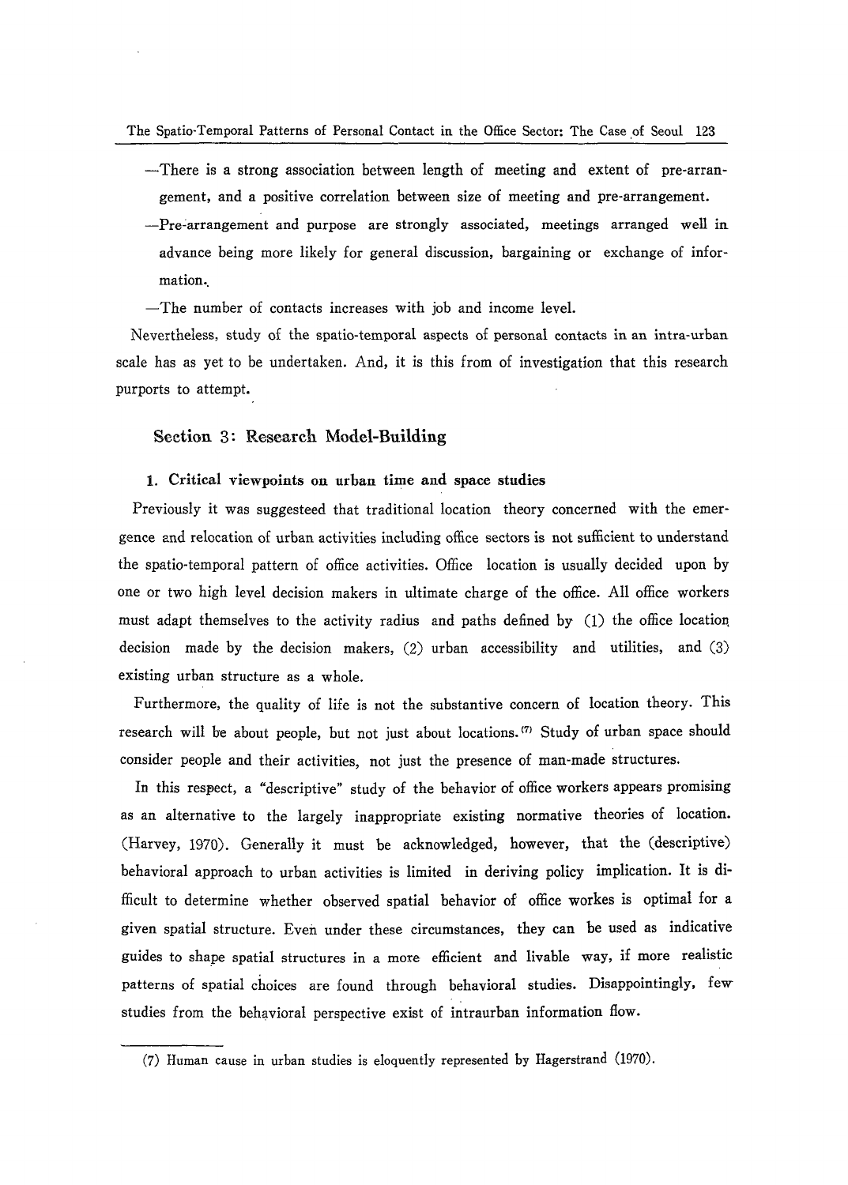- There is a strong association between length of meeting and extent of pre-arrangement, and a positive correlation between size of meeting and pre-arrangement.
- Pre-arrangement and purpose are strongly associated, meetings arranged well in advance being more likely for general discussion, bargaining or exchange of information.
- The number of contacts increases with job and income level.

Nevertheless, study of the spatio-temporal aspects of personal contacts in an intra-urban scale has as yet to be undertaken. And, it is this from of investigation that this research purports to attempt.

## Section 3: Research Model-Building

### 1. Critical viewpoints on urban time and space studies

Previously it was suggesteed that traditional location theory concerned with the emergence and relocation of urban activities including office sectors is not sufficient to understand the spatio-temporal pattern of office activities. Office location is usually decided upon by one or two high level decision makers in ultimate charge of the office. All office workers must adapt themselves to the activity radius and paths defined by (1) the office location decision made by the decision makers, (2) urban accessibility and utilities, and (3) existing urban structure as a whole.

Furthermore, the quality of life is not the substantive concern of location theory. This research will be about people, but not just about locations.[7] Study of urban space should consider people and their activities, not just the presence of man-made structures.

In this respect, a "descriptive" study of the behavior of office workers appears promising as an alternative to the largely inappropriate existing normative theories of location. (Harvey, 1970). Generally it must be acknowledged, however, that the (descriptive) behavioral approach to urban activities is limited in deriving policy implication. It is difficult to determine whether observed spatial behavior of office workes is optimal for a given spatial structure. Even under these circumstances, they can be used as indicative guides to shape spatial structures in a more efficient and livable way, if more realistic patterns of spatial choices are found through behavioral studies. Disappointingly, few studies from the behavioral perspective exist of intraurban information flow.

---

(7) Human cause in urban studies is eloquently represented by Hagerstrand (1970).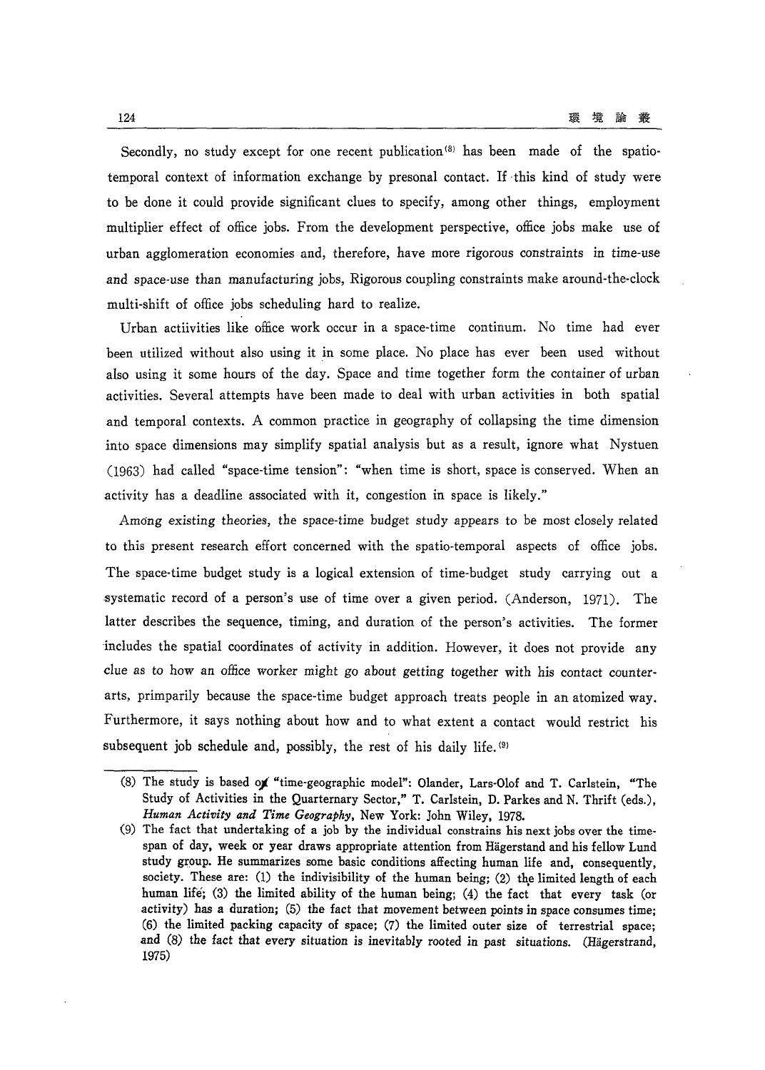Secondly, no study except for one recent publication[8] has been made of the spatio-temporal context of information exchange by presonal contact. If this kind of study were to be done it could provide significant clues to specify, among other things, employment multiplier effect of office jobs. From the development perspective, office jobs make use of urban agglomeration economies and, therefore, have more rigorous constraints in time-use and space-use than manufacturing jobs, Rigorous coupling constraints make around-the-clock multi-shift of office jobs scheduling hard to realize.

Urban actiivities like office work occur in a space-time continum. No time had ever been utilized without also using it in some place. No place has ever been used without also using it some hours of the day. Space and time together form the container of urban activities. Several attempts have been made to deal with urban activities in both spatial and temporal contexts. A common practice in geography of collapsing the time dimension into space dimensions may simplify spatial analysis but as a result, ignore what Nystuen (1963) had called "space-time tension": "when time is short, space is conserved. When an activity has a deadline associated with it, congestion in space is likely."

Among existing theories, the space-time budget study appears to be most closely related to this present research effort concerned with the spatio-temporal aspects of office jobs. The space-time budget study is a logical extension of time-budget study carrying out a systematic record of a person's use of time over a given period. (Anderson, 1971). The latter describes the sequence, timing, and duration of the person's activities. The former includes the spatial coordinates of activity in addition. However, it does not provide any clue as to how an office worker might go about getting together with his contact counter-arts, primparily because the space-time budget approach treats people in an atomized way. Furthermore, it says nothing about how and to what extent a contact would restrict his subsequent job schedule and, possibly, the rest of his daily life.[9]

---

(8) The study is based of "time-geographic model": Olander, Lars-Olof and T. Carlstein, "The Study of Activities in the Quarternary Sector," T. Carlstein, D. Parkes and N. Thrift (eds.), *Human Activity and Time Geography*, New York: John Wiley, 1978.

(9) The fact that undertaking of a job by the individual constrains his next jobs over the time-span of day, week or year draws appropriate attention from Hägerstand and his fellow Lund study group. He summarizes some basic conditions affecting human life and, consequently, society. These are: (1) the indivisibility of the human being; (2) the limited length of each human life; (3) the limited ability of the human being; (4) the fact that every task (or activity) has a duration; (5) the fact that movement between points in space consumes time; (6) the limited packing capacity of space; (7) the limited outer size of terrestrial space; and (8) the fact that every situation is inevitably rooted in past situations. (Hägerstrand, 1975)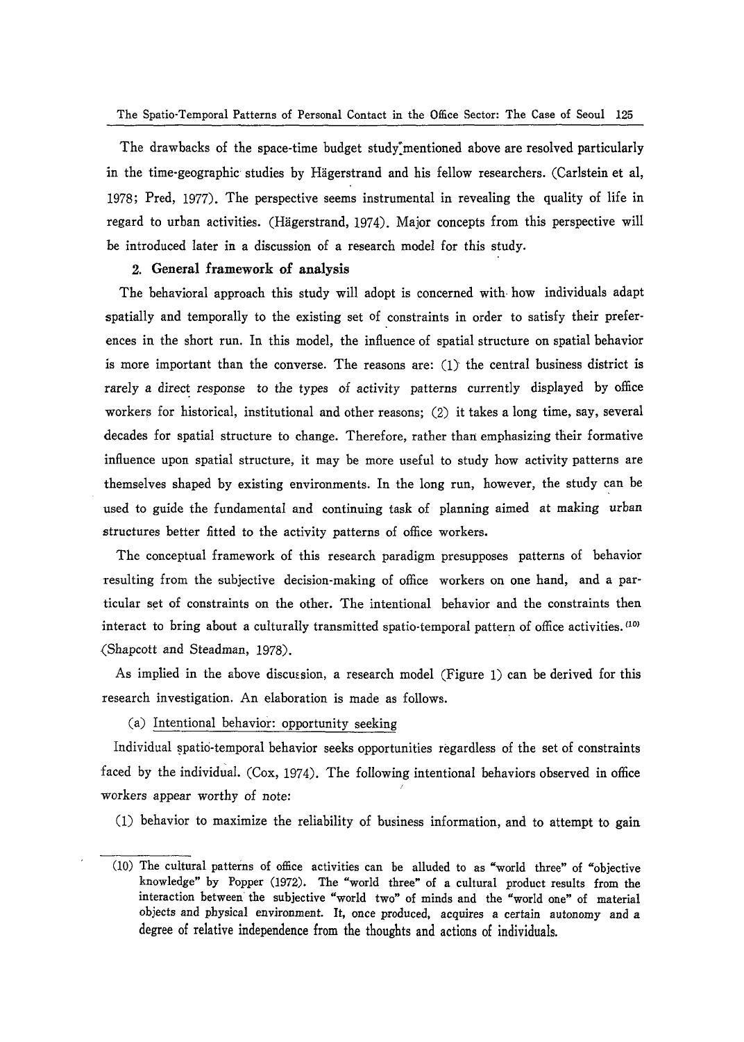The drawbacks of the space-time budget study mentioned above are resolved particularly in the time-geographic studies by Hägerstrand and his fellow researchers. (Carlstein et al, 1978; Pred, 1977). The perspective seems instrumental in revealing the quality of life in regard to urban activities. (Hägerstrand, 1974). Major concepts from this perspective will be introduced later in a discussion of a research model for this study.

### 2. General framework of analysis

The behavioral approach this study will adopt is concerned with how individuals adapt spatially and temporally to the existing set of constraints in order to satisfy their preferences in the short run. In this model, the influence of spatial structure on spatial behavior is more important than the converse. The reasons are: (1) the central business district is rarely a direct response to the types of activity patterns currently displayed by office workers for historical, institutional and other reasons; (2) it takes a long time, say, several decades for spatial structure to change. Therefore, rather than emphasizing their formative influence upon spatial structure, it may be more useful to study how activity patterns are themselves shaped by existing environments. In the long run, however, the study can be used to guide the fundamental and continuing task of planning aimed at making urban structures better fitted to the activity patterns of office workers.

The conceptual framework of this research paradigm presupposes patterns of behavior resulting from the subjective decision-making of office workers on one hand, and a particular set of constraints on the other. The intentional behavior and the constraints then interact to bring about a culturally transmitted spatio-temporal pattern of office activities.[10] (Shapcott and Steadman, 1978).

As implied in the above discussion, a research model (Figure 1) can be derived for this research investigation. An elaboration is made as follows.

(a) Intentional behavior: opportunity seeking

Individual spatio-temporal behavior seeks opportunities regardless of the set of constraints faced by the individual. (Cox, 1974). The following intentional behaviors observed in office workers appear worthy of note:

(1) behavior to maximize the reliability of business information, and to attempt to gain

---

(10) The cultural patterns of office activities can be alluded to as "world three" of "objective knowledge" by Popper (1972). The "world three" of a cultural product results from the interaction between the subjective "world two" of minds and the "world one" of material objects and physical environment. It, once produced, acquires a certain autonomy and a degree of relative independence from the thoughts and actions of individuals.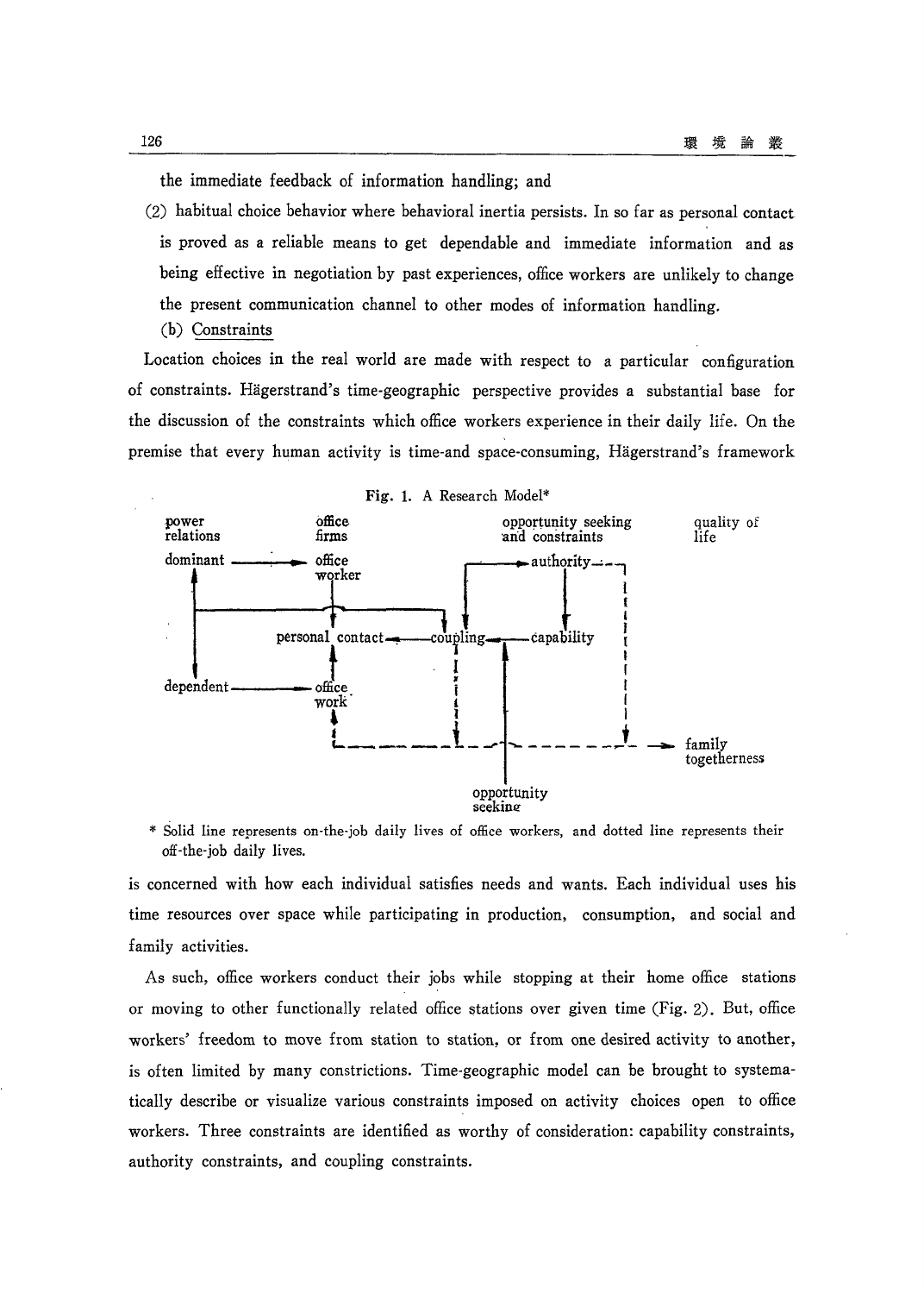the immediate feedback of information handling; and

(2) habitual choice behavior where behavioral inertia persists. In so far as personal contact is proved as a reliable means to get dependable and immediate information and as being effective in negotiation by past experiences, office workers are unlikely to change the present communication channel to other modes of information handling.

(b) Constraints

Location choices in the real world are made with respect to a particular configuration of constraints. Hägerstrand's time-geographic perspective provides a substantial base for the discussion of the constraints which office workers experience in their daily life. On the premise that every human activity is time-and space-consuming, Hägerstrand's framework

**Fig. 1.** A Research Model*

power relations | office firms | opportunity seeking and constraints | quality of life

dominant → office worker; authority; personal contact ← coupling ← capability; dependent → office work; opportunity seeking; family togetherness

\* Solid line represents on-the-job daily lives of office workers, and dotted line represents their off-the-job daily lives.

is concerned with how each individual satisfies needs and wants. Each individual uses his time resources over space while participating in production, consumption, and social and family activities.

As such, office workers conduct their jobs while stopping at their home office stations or moving to other functionally related office stations over given time (Fig. 2). But, office workers' freedom to move from station to station, or from one desired activity to another, is often limited by many constrictions. Time-geographic model can be brought to systematically describe or visualize various constraints imposed on activity choices open to office workers. Three constraints are identified as worthy of consideration: capability constraints, authority constraints, and coupling constraints.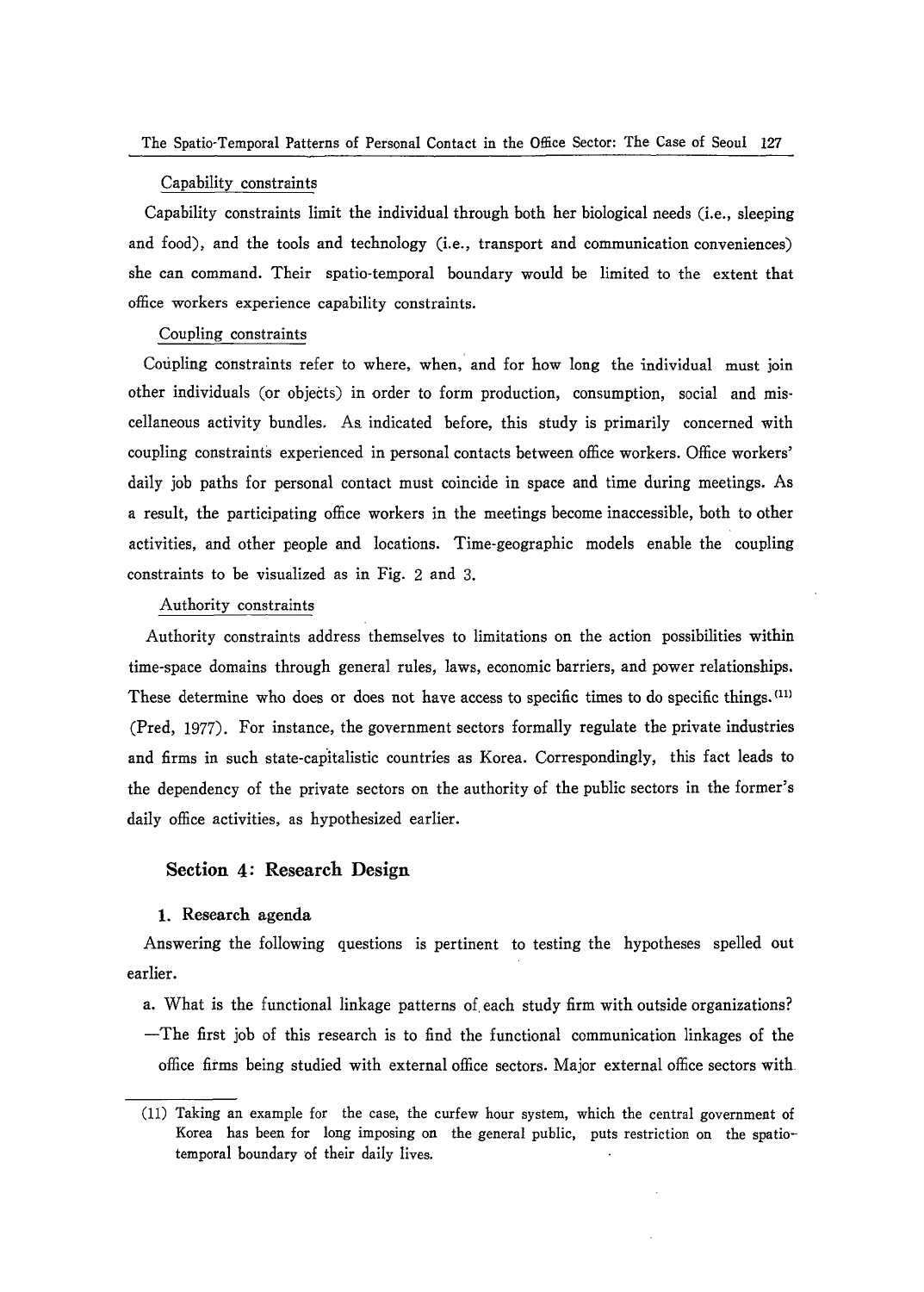Capability constraints

Capability constraints limit the individual through both her biological needs (i.e., sleeping and food), and the tools and technology (i.e., transport and communication conveniences) she can command. Their spatio-temporal boundary would be limited to the extent that office workers experience capability constraints.

Coupling constraints

Coupling constraints refer to where, when, and for how long the individual must join other individuals (or objects) in order to form production, consumption, social and miscellaneous activity bundles. As indicated before, this study is primarily concerned with coupling constraints experienced in personal contacts between office workers. Office workers' daily job paths for personal contact must coincide in space and time during meetings. As a result, the participating office workers in the meetings become inaccessible, both to other activities, and other people and locations. Time-geographic models enable the coupling constraints to be visualized as in Fig. 2 and 3.

Authority constraints

Authority constraints address themselves to limitations on the action possibilities within time-space domains through general rules, laws, economic barriers, and power relationships. These determine who does or does not have access to specific times to do specific things.[11] (Pred, 1977). For instance, the government sectors formally regulate the private industries and firms in such state-capitalistic countries as Korea. Correspondingly, this fact leads to the dependency of the private sectors on the authority of the public sectors in the former's daily office activities, as hypothesized earlier.

## Section 4: Research Design

### 1. Research agenda

Answering the following questions is pertinent to testing the hypotheses spelled out earlier.

a. What is the functional linkage patterns of each study firm with outside organizations?
—The first job of this research is to find the functional communication linkages of the office firms being studied with external office sectors. Major external office sectors with

---

(11) Taking an example for the case, the curfew hour system, which the central government of Korea has been for long imposing on the general public, puts restriction on the spatio-temporal boundary of their daily lives.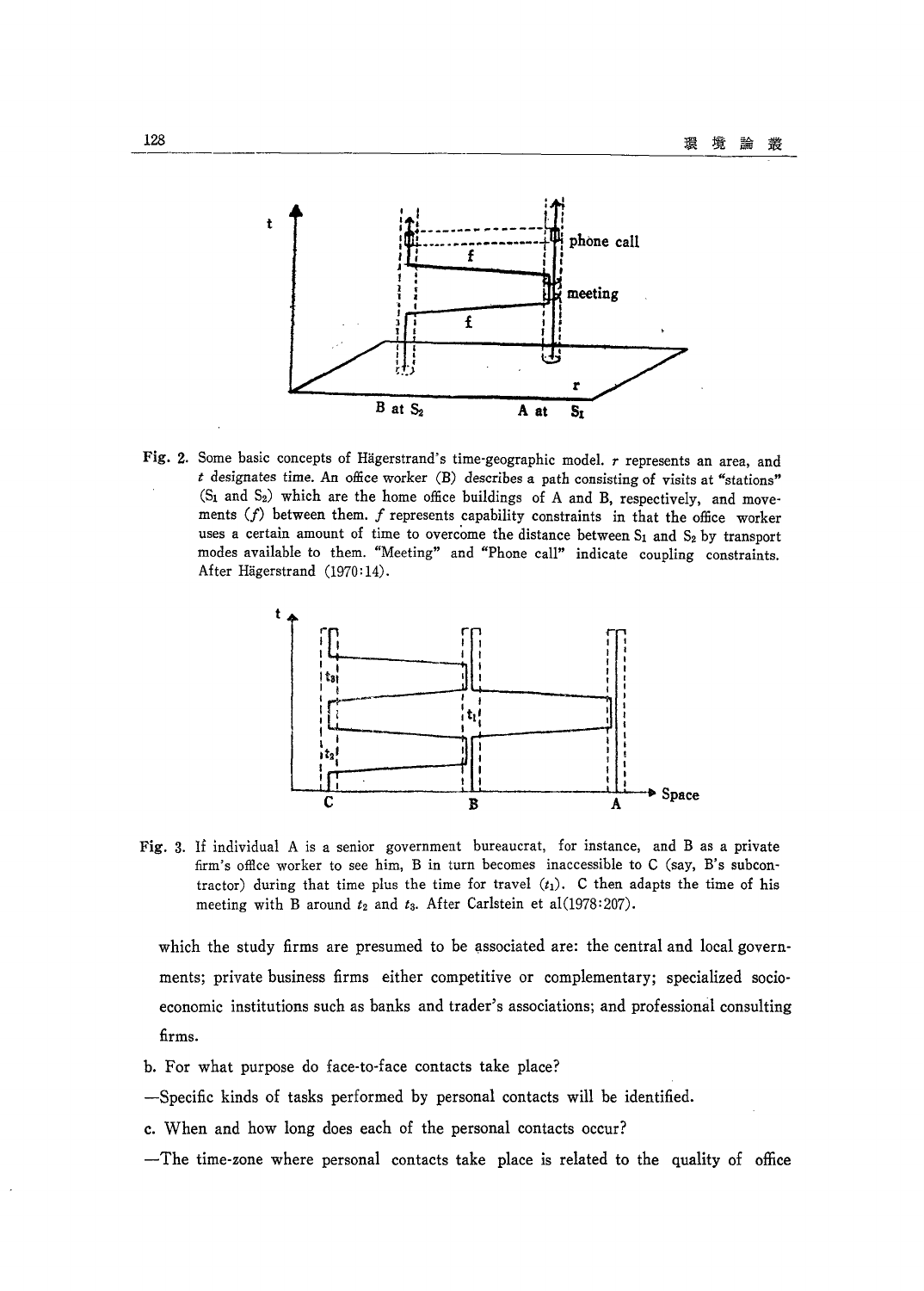Fig. 2. Some basic concepts of Hägerstrand's time-geographic model. $r$ represents an area, and $t$ designates time. An office worker (B) describes a path consisting of visits at "stations" ($S_1$ and $S_2$) which are the home office buildings of A and B, respectively, and movements ($f$) between them. $f$ represents capability constraints in that the office worker uses a certain amount of time to overcome the distance between $S_1$ and $S_2$ by transport modes available to them. "Meeting" and "Phone call" indicate coupling constraints. After Hägerstrand (1970:14).

Fig. 3. If individual A is a senior government bureaucrat, for instance, and B as a private firm's office worker to see him, B in turn becomes inaccessible to C (say, B's subcontractor) during that time plus the time for travel ($t_1$). C then adapts the time of his meeting with B around $t_2$ and $t_3$. After Carlstein et al(1978:207).

which the study firms are presumed to be associated are: the central and local governments; private business firms either competitive or complementary; specialized socio-economic institutions such as banks and trader's associations; and professional consulting firms.

b. For what purpose do face-to-face contacts take place?

—Specific kinds of tasks performed by personal contacts will be identified.

c. When and how long does each of the personal contacts occur?

—The time-zone where personal contacts take place is related to the quality of office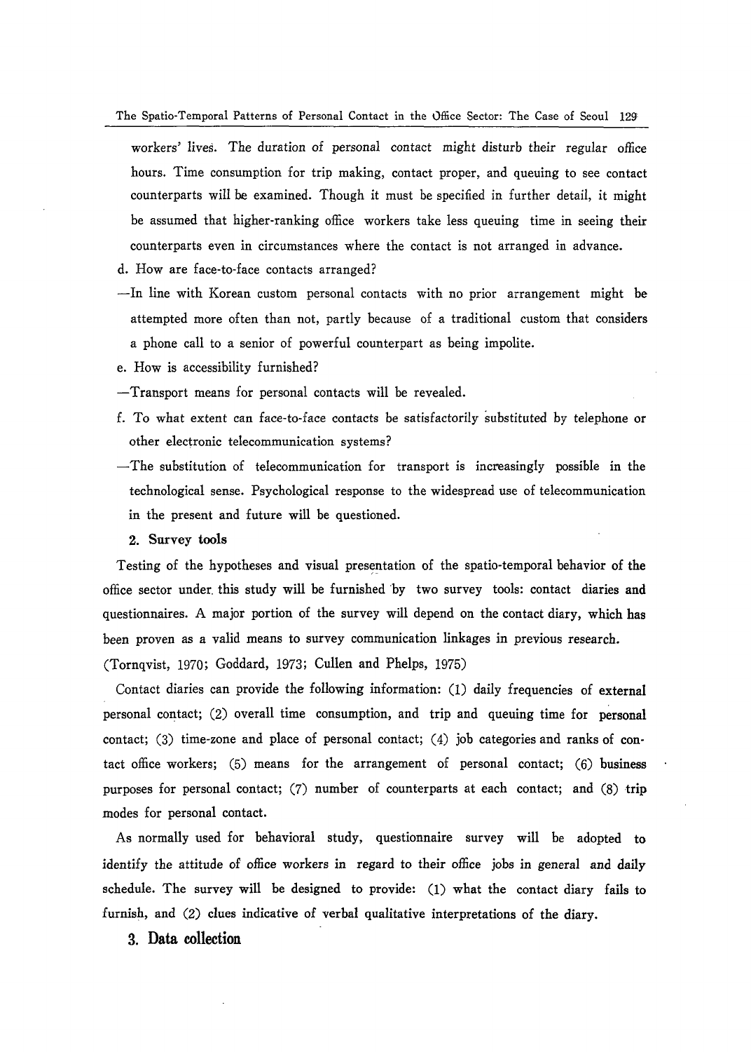workers' lives. The duration of personal contact might disturb their regular office hours. Time consumption for trip making, contact proper, and queuing to see contact counterparts will be examined. Though it must be specified in further detail, it might be assumed that higher-ranking office workers take less queuing time in seeing their counterparts even in circumstances where the contact is not arranged in advance.

d. How are face-to-face contacts arranged?

—In line with Korean custom personal contacts with no prior arrangement might be attempted more often than not, partly because of a traditional custom that considers a phone call to a senior of powerful counterpart as being impolite.

e. How is accessibility furnished?

—Transport means for personal contacts will be revealed.

f. To what extent can face-to-face contacts be satisfactorily substituted by telephone or other electronic telecommunication systems?

—The substitution of telecommunication for transport is increasingly possible in the technological sense. Psychological response to the widespread use of telecommunication in the present and future will be questioned.

### 2. Survey tools

Testing of the hypotheses and visual presentation of the spatio-temporal behavior of the office sector under this study will be furnished by two survey tools: contact diaries and questionnaires. A major portion of the survey will depend on the contact diary, which has been proven as a valid means to survey communication linkages in previous research. (Tornqvist, 1970; Goddard, 1973; Cullen and Phelps, 1975)

Contact diaries can provide the following information: (1) daily frequencies of external personal contact; (2) overall time consumption, and trip and queuing time for personal contact; (3) time-zone and place of personal contact; (4) job categories and ranks of contact office workers; (5) means for the arrangement of personal contact; (6) business purposes for personal contact; (7) number of counterparts at each contact; and (8) trip modes for personal contact.

As normally used for behavioral study, questionnaire survey will be adopted to identify the attitude of office workers in regard to their office jobs in general and daily schedule. The survey will be designed to provide: (1) what the contact diary fails to furnish, and (2) clues indicative of verbal qualitative interpretations of the diary.

### 3. Data collection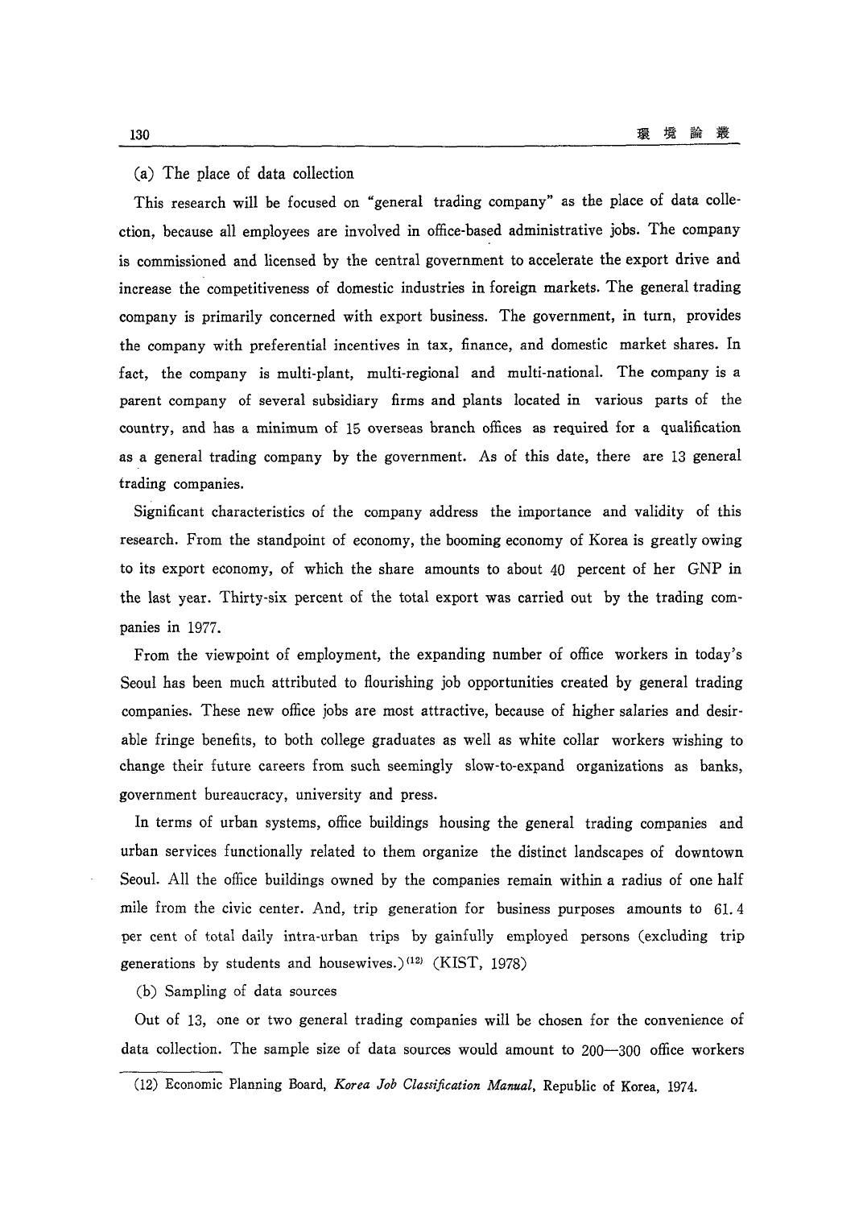(a) The place of data collection

This research will be focused on "general trading company" as the place of data collection, because all employees are involved in office-based administrative jobs. The company is commissioned and licensed by the central government to accelerate the export drive and increase the competitiveness of domestic industries in foreign markets. The general trading company is primarily concerned with export business. The government, in turn, provides the company with preferential incentives in tax, finance, and domestic market shares. In fact, the company is multi-plant, multi-regional and multi-national. The company is a parent company of several subsidiary firms and plants located in various parts of the country, and has a minimum of 15 overseas branch offices as required for a qualification as a general trading company by the government. As of this date, there are 13 general trading companies.

Significant characteristics of the company address the importance and validity of this research. From the standpoint of economy, the booming economy of Korea is greatly owing to its export economy, of which the share amounts to about 40 percent of her GNP in the last year. Thirty-six percent of the total export was carried out by the trading companies in 1977.

From the viewpoint of employment, the expanding number of office workers in today's Seoul has been much attributed to flourishing job opportunities created by general trading companies. These new office jobs are most attractive, because of higher salaries and desirable fringe benefits, to both college graduates as well as white collar workers wishing to change their future careers from such seemingly slow-to-expand organizations as banks, government bureaucracy, university and press.

In terms of urban systems, office buildings housing the general trading companies and urban services functionally related to them organize the distinct landscapes of downtown Seoul. All the office buildings owned by the companies remain within a radius of one half mile from the civic center. And, trip generation for business purposes amounts to 61.4 per cent of total daily intra-urban trips by gainfully employed persons (excluding trip generations by students and housewives.)[12] (KIST, 1978)

(b) Sampling of data sources

Out of 13, one or two general trading companies will be chosen for the convenience of data collection. The sample size of data sources would amount to 200—300 office workers

(12) Economic Planning Board, *Korea Job Classification Manual*, Republic of Korea, 1974.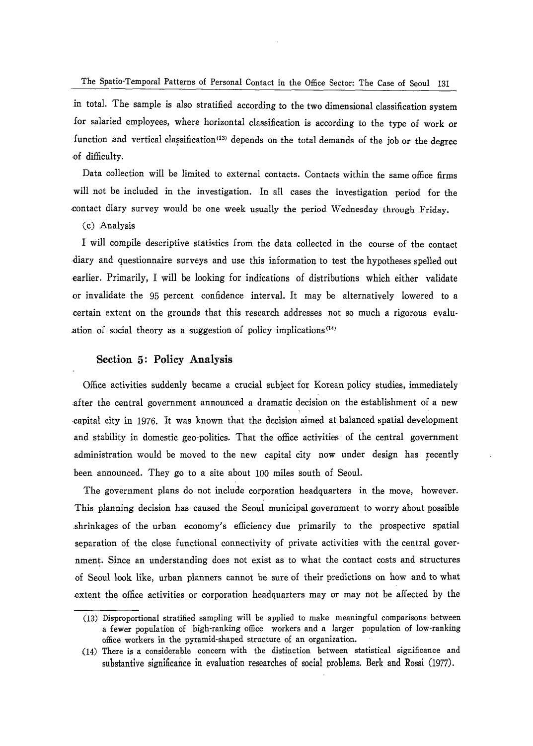in total. The sample is also stratified according to the two dimensional classification system for salaried employees, where horizontal classification is according to the type of work or function and vertical classification[(13)] depends on the total demands of the job or the degree of difficulty.

Data collection will be limited to external contacts. Contacts within the same office firms will not be included in the investigation. In all cases the investigation period for the contact diary survey would be one week usually the period Wednesday through Friday.

(c) Analysis

I will compile descriptive statistics from the data collected in the course of the contact diary and questionnaire surveys and use this information to test the hypotheses spelled out earlier. Primarily, I will be looking for indications of distributions which either validate or invalidate the 95 percent confidence interval. It may be alternatively lowered to a certain extent on the grounds that this research addresses not so much a rigorous evaluation of social theory as a suggestion of policy implications[(14)]

## Section 5: Policy Analysis

Office activities suddenly became a crucial subject for Korean policy studies, immediately after the central government announced a dramatic decision on the establishment of a new capital city in 1976. It was known that the decision aimed at balanced spatial development and stability in domestic geo-politics. That the office activities of the central government administration would be moved to the new capital city now under design has recently been announced. They go to a site about 100 miles south of Seoul.

The government plans do not include corporation headquarters in the move, however. This planning decision has caused the Seoul municipal government to worry about possible shrinkages of the urban economy's efficiency due primarily to the prospective spatial separation of the close functional connectivity of private activities with the central government. Since an understanding does not exist as to what the contact costs and structures of Seoul look like, urban planners cannot be sure of their predictions on how and to what extent the office activities or corporation headquarters may or may not be affected by the

---

(13) Disproportional stratified sampling will be applied to make meaningful comparisons between a fewer population of high-ranking office workers and a larger population of low-ranking office workers in the pyramid-shaped structure of an organization.

(14) There is a considerable concern with the distinction between statistical significance and substantive significance in evaluation researches of social problems. Berk and Rossi (1977).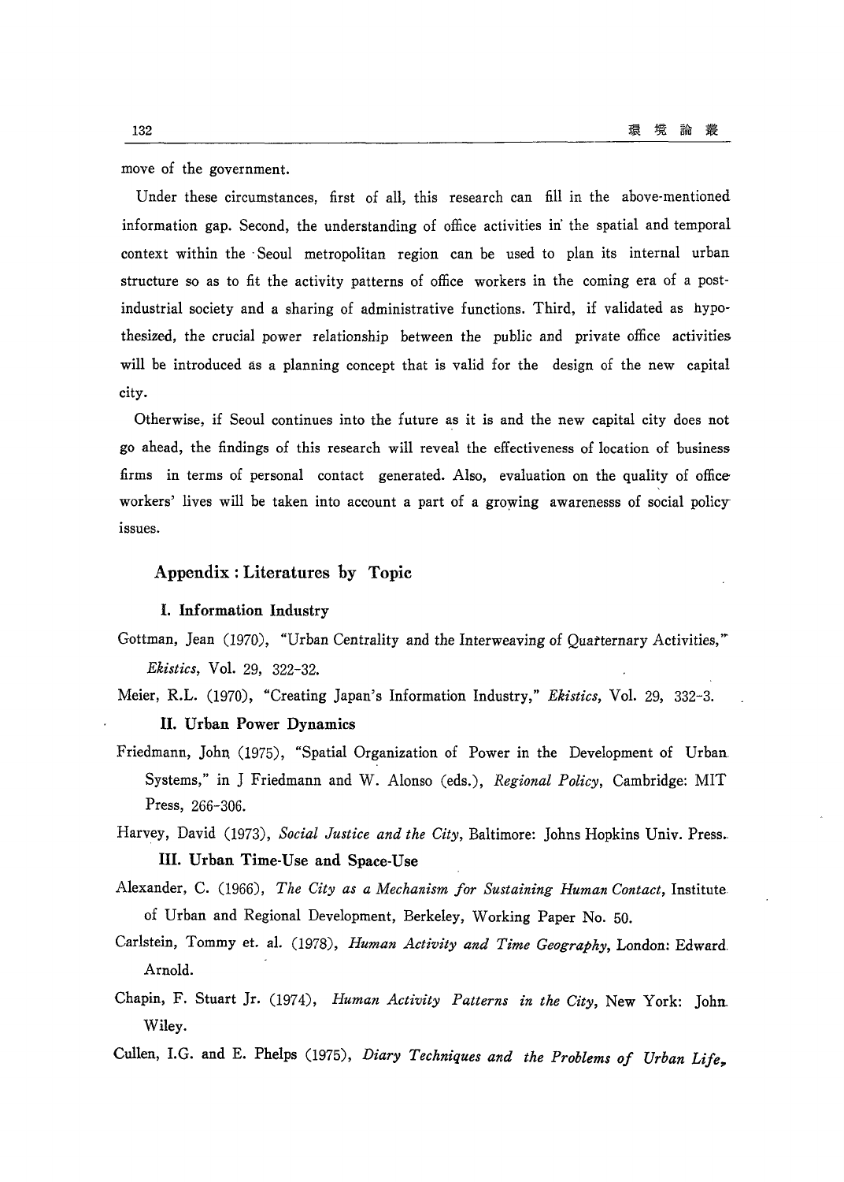move of the government.

Under these circumstances, first of all, this research can fill in the above-mentioned information gap. Second, the understanding of office activities in the spatial and temporal context within the Seoul metropolitan region can be used to plan its internal urban structure so as to fit the activity patterns of office workers in the coming era of a post-industrial society and a sharing of administrative functions. Third, if validated as hypothesized, the crucial power relationship between the public and private office activities will be introduced as a planning concept that is valid for the design of the new capital city.

Otherwise, if Seoul continues into the future as it is and the new capital city does not go ahead, the findings of this research will reveal the effectiveness of location of business firms in terms of personal contact generated. Also, evaluation on the quality of office workers' lives will be taken into account a part of a growing awarenesss of social policy issues.

## Appendix : Literatures by Topic

### I. Information Industry

Gottman, Jean (1970), "Urban Centrality and the Interweaving of Quarternary Activities," *Ekistics*, Vol. 29, 322-32.

Meier, R.L. (1970), "Creating Japan's Information Industry," *Ekistics*, Vol. 29, 332-3.

### II. Urban Power Dynamics

Friedmann, John (1975), "Spatial Organization of Power in the Development of Urban Systems," in J Friedmann and W. Alonso (eds.), *Regional Policy*, Cambridge: MIT Press, 266-306.

Harvey, David (1973), *Social Justice and the City*, Baltimore: Johns Hopkins Univ. Press.

### III. Urban Time-Use and Space-Use

Alexander, C. (1966), *The City as a Mechanism for Sustaining Human Contact*, Institute of Urban and Regional Development, Berkeley, Working Paper No. 50.

Carlstein, Tommy et. al. (1978), *Human Activity and Time Geography*, London: Edward Arnold.

Chapin, F. Stuart Jr. (1974), *Human Activity Patterns in the City*, New York: John Wiley.

Cullen, I.G. and E. Phelps (1975), *Diary Techniques and the Problems of Urban Life*,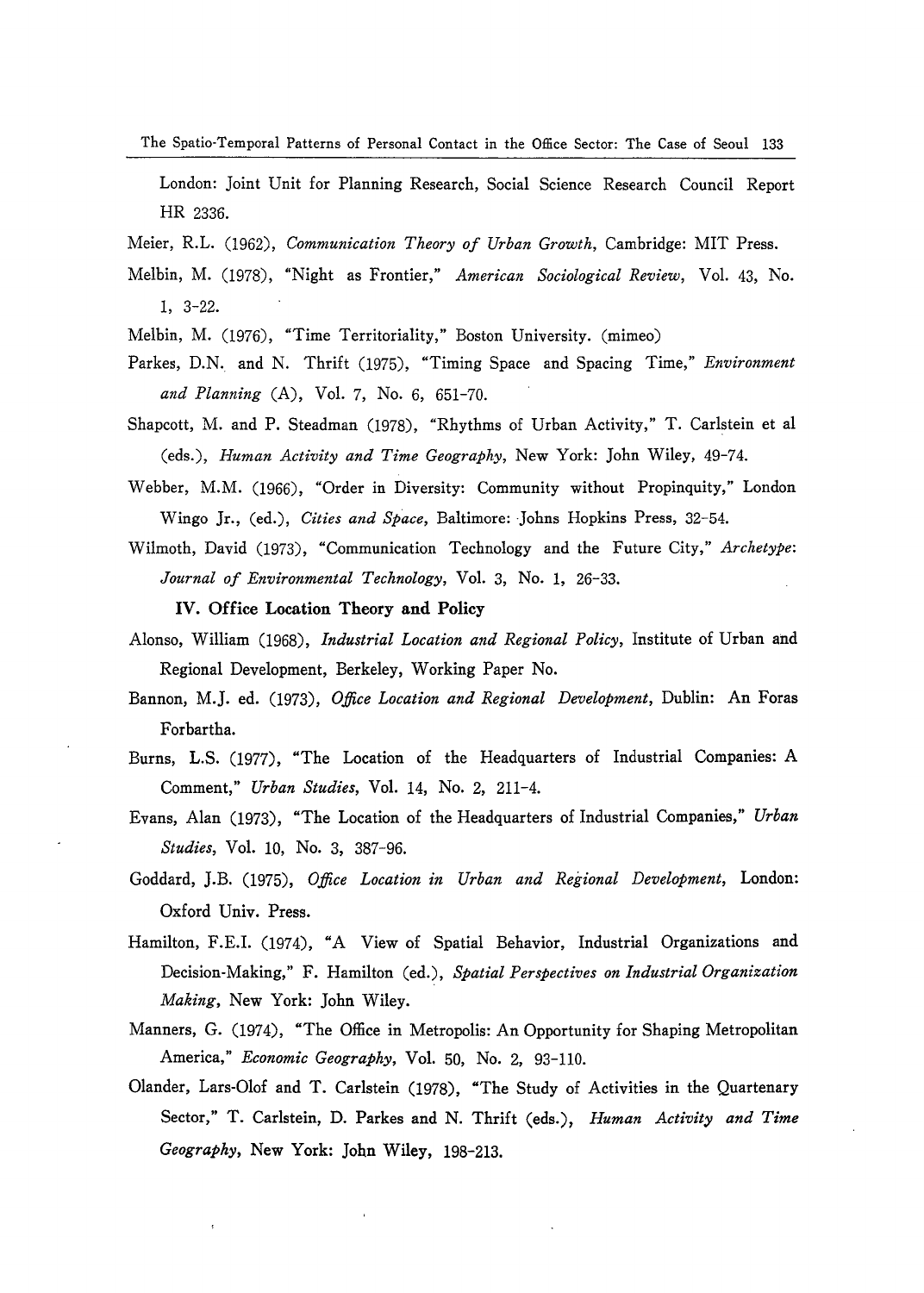London: Joint Unit for Planning Research, Social Science Research Council Report HR 2336.

Meier, R.L. (1962), *Communication Theory of Urban Growth*, Cambridge: MIT Press.

Melbin, M. (1978), "Night as Frontier," *American Sociological Review*, Vol. 43, No. 1, 3-22.

Melbin, M. (1976), "Time Territoriality," Boston University. (mimeo)

Parkes, D.N. and N. Thrift (1975), "Timing Space and Spacing Time," *Environment and Planning* (A), Vol. 7, No. 6, 651-70.

Shapcott, M. and P. Steadman (1978), "Rhythms of Urban Activity," T. Carlstein et al (eds.), *Human Activity and Time Geography*, New York: John Wiley, 49-74.

Webber, M.M. (1966), "Order in Diversity: Community without Propinquity," London Wingo Jr., (ed.), *Cities and Space*, Baltimore: Johns Hopkins Press, 32-54.

Wilmoth, David (1973), "Communication Technology and the Future City," *Archetype: Journal of Environmental Technology*, Vol. 3, No. 1, 26-33.

### IV. Office Location Theory and Policy

Alonso, William (1968), *Industrial Location and Regional Policy*, Institute of Urban and Regional Development, Berkeley, Working Paper No.

Bannon, M.J. ed. (1973), *Office Location and Regional Development*, Dublin: An Foras Forbartha.

Burns, L.S. (1977), "The Location of the Headquarters of Industrial Companies: A Comment," *Urban Studies*, Vol. 14, No. 2, 211-4.

Evans, Alan (1973), "The Location of the Headquarters of Industrial Companies," *Urban Studies*, Vol. 10, No. 3, 387-96.

Goddard, J.B. (1975), *Office Location in Urban and Regional Development*, London: Oxford Univ. Press.

Hamilton, F.E.I. (1974), "A View of Spatial Behavior, Industrial Organizations and Decision-Making," F. Hamilton (ed.), *Spatial Perspectives on Industrial Organization Making*, New York: John Wiley.

Manners, G. (1974), "The Office in Metropolis: An Opportunity for Shaping Metropolitan America," *Economic Geography*, Vol. 50, No. 2, 93-110.

Olander, Lars-Olof and T. Carlstein (1978), "The Study of Activities in the Quartenary Sector," T. Carlstein, D. Parkes and N. Thrift (eds.), *Human Activity and Time Geography*, New York: John Wiley, 198-213.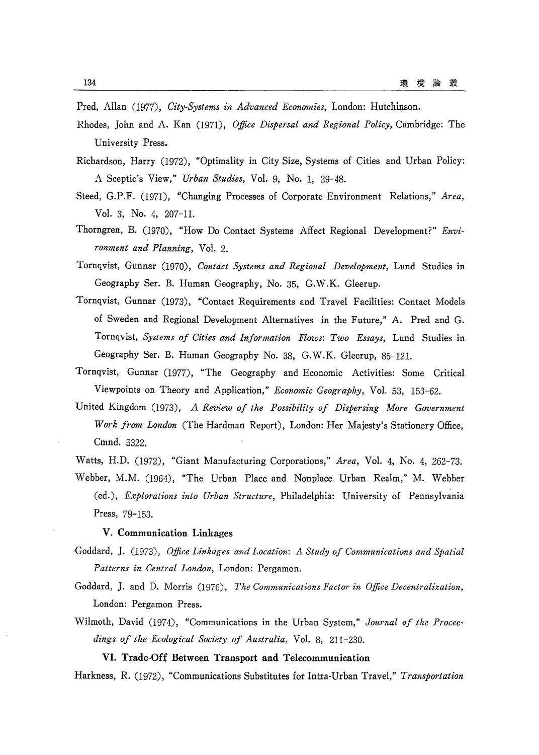Pred, Allan (1977), *City-Systems in Advanced Economies*, London: Hutchinson.

Rhodes, John and A. Kan (1971), *Office Dispersal and Regional Policy*, Cambridge: The University Press.

Richardson, Harry (1972), "Optimality in City Size, Systems of Cities and Urban Policy: A Sceptic's View," *Urban Studies*, Vol. 9, No. 1, 29-48.

Steed, G.P.F. (1971), "Changing Processes of Corporate Environment Relations," *Area*, Vol. 3, No. 4, 207-11.

Thorngren, B. (1970), "How Do Contact Systems Affect Regional Development?" *Environment and Planning*, Vol. 2.

Tornqvist, Gunnar (1970), *Contact Systems and Regional Development*, Lund Studies in Geography Ser. B. Human Geography, No. 35, G.W.K. Gleerup.

Tórnqvist, Gunnar (1973), "Contact Requirements and Travel Facilities: Contact Models of Sweden and Regional Development Alternatives in the Future," A. Pred and G. Tornqvist, *Systems of Cities and Information Flows: Two Essays*, Lund Studies in Geography Ser. B. Human Geography No. 38, G.W.K. Gleerup, 85-121.

Tornqvist, Gunnar (1977), "The Geography and Economic Activities: Some Critical Viewpoints on Theory and Application," *Economic Geography*, Vol. 53, 153-62.

United Kingdom (1973), *A Review of the Possibility of Dispersing More Government Work from London* (The Hardman Report), London: Her Majesty's Stationery Office, Cmnd. 5322.

Watts, H.D. (1972), "Giant Manufacturing Corporations," *Area*, Vol. 4, No. 4, 262-73.

Webber, M.M. (1964), "The Urban Place and Nonplace Urban Realm," M. Webber (ed.), *Explorations into Urban Structure*, Philadelphia: University of Pennsylvania Press, 79-153.

### V. Communication Linkages

Goddard, J. (1973), *Office Linkages and Location: A Study of Communications and Spatial Patterns in Central London*, London: Pergamon.

Goddard, J. and D. Morris (1976), *The Communications Factor in Office Decentralization*, London: Pergamon Press.

Wilmoth, David (1974), "Communications in the Urban System," *Journal of the Proceedings of the Ecological Society of Australia*, Vol. 8, 211-230.

### VI. Trade-Off Between Transport and Telecommunication

Harkness, R. (1972), "Communications Substitutes for Intra-Urban Travel," *Transportation*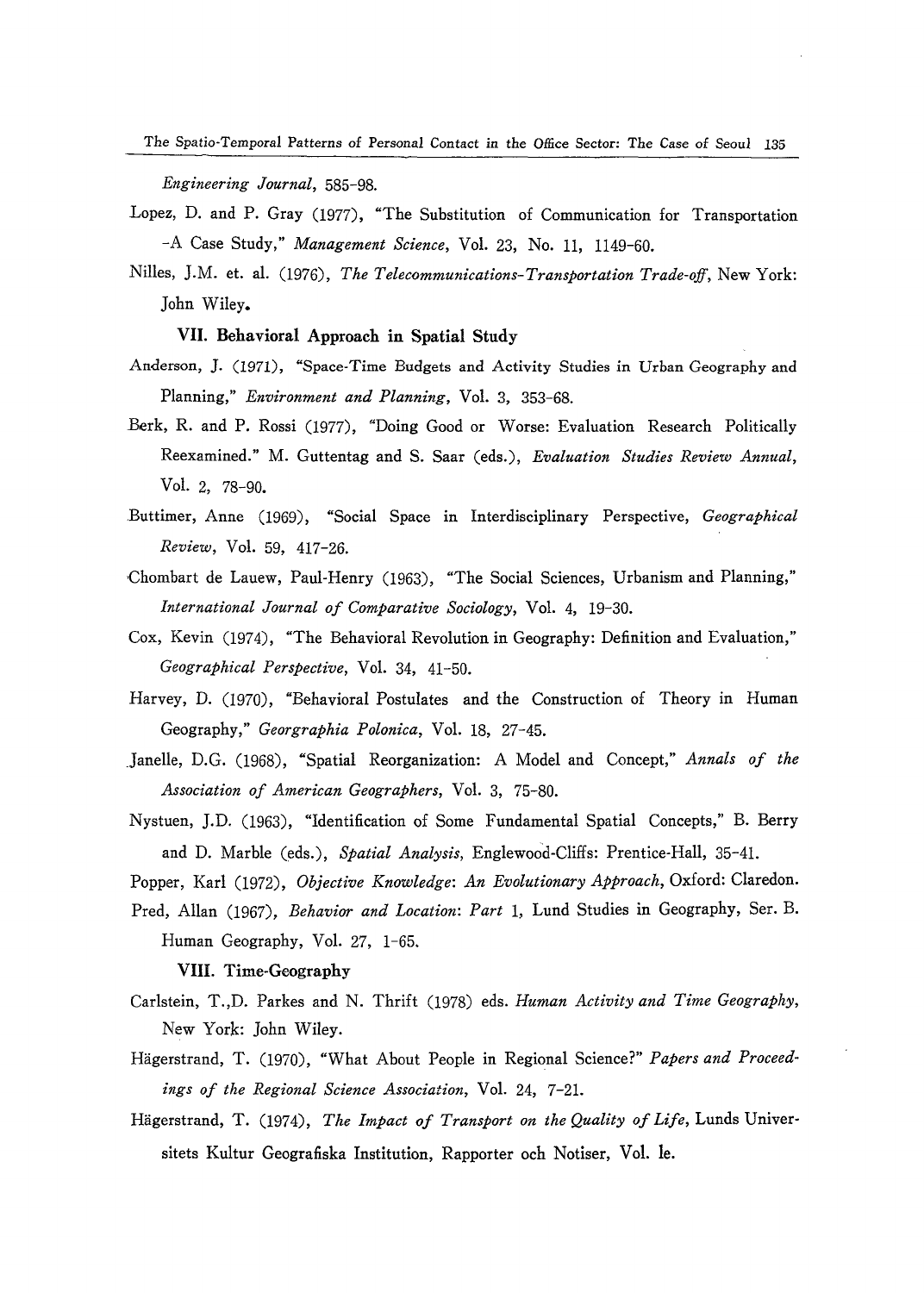*Engineering Journal*, 585-98.

Lopez, D. and P. Gray (1977), "The Substitution of Communication for Transportation -A Case Study," *Management Science*, Vol. 23, No. 11, 1149-60.

Nilles, J.M. et. al. (1976), *The Telecommunications-Transportation Trade-off*, New York: John Wiley.

### VII. Behavioral Approach in Spatial Study

Anderson, J. (1971), "Space-Time Budgets and Activity Studies in Urban Geography and Planning," *Environment and Planning*, Vol. 3, 353-68.

Berk, R. and P. Rossi (1977), "Doing Good or Worse: Evaluation Research Politically Reexamined." M. Guttentag and S. Saar (eds.), *Evaluation Studies Review Annual*, Vol. 2, 78-90.

Buttimer, Anne (1969), "Social Space in Interdisciplinary Perspective, *Geographical Review*, Vol. 59, 417-26.

Chombart de Lauew, Paul-Henry (1963), "The Social Sciences, Urbanism and Planning," *International Journal of Comparative Sociology*, Vol. 4, 19-30.

Cox, Kevin (1974), "The Behavioral Revolution in Geography: Definition and Evaluation," *Geographical Perspective*, Vol. 34, 41-50.

Harvey, D. (1970), "Behavioral Postulates and the Construction of Theory in Human Geography," *Georgraphia Polonica*, Vol. 18, 27-45.

Janelle, D.G. (1968), "Spatial Reorganization: A Model and Concept," *Annals of the Association of American Geographers*, Vol. 3, 75-80.

Nystuen, J.D. (1963), "Identification of Some Fundamental Spatial Concepts," B. Berry and D. Marble (eds.), *Spatial Analysis*, Englewood-Cliffs: Prentice-Hall, 35-41.

Popper, Karl (1972), *Objective Knowledge*: *An Evolutionary Approach*, Oxford: Claredon.

Pred, Allan (1967), *Behavior and Location*: *Part* 1, Lund Studies in Geography, Ser. B. Human Geography, Vol. 27, 1-65.

### VIII. Time-Geography

Carlstein, T.,D. Parkes and N. Thrift (1978) eds. *Human Activity and Time Geography*, New York: John Wiley.

Hägerstrand, T. (1970), "What About People in Regional Science?" *Papers and Proceedings of the Regional Science Association*, Vol. 24, 7-21.

Hägerstrand, T. (1974), *The Impact of Transport on the Quality of Life*, Lunds Universitets Kultur Geografiska Institution, Rapporter och Notiser, Vol. le.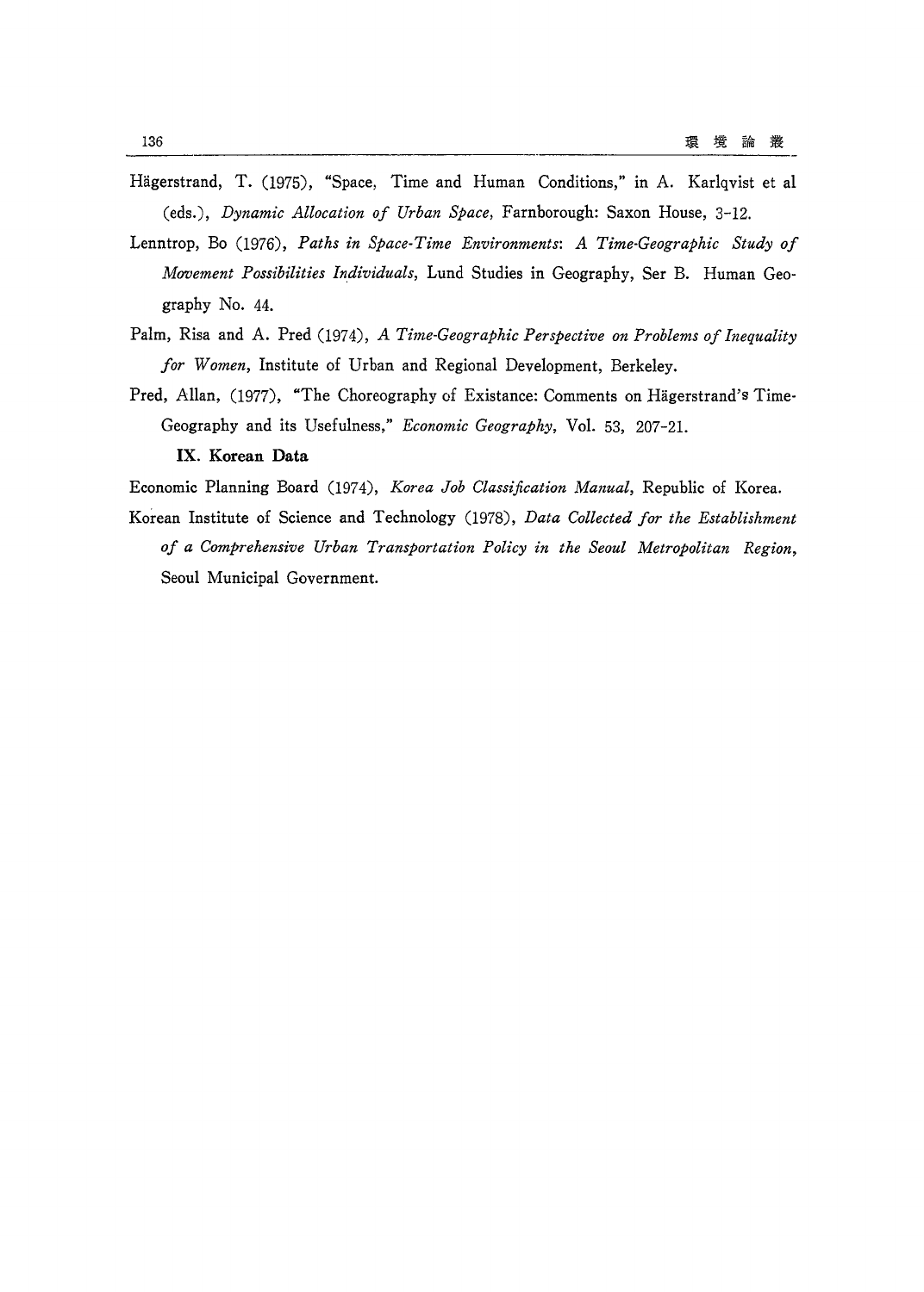Hägerstrand, T. (1975), "Space, Time and Human Conditions," in A. Karlqvist et al (eds.), *Dynamic Allocation of Urban Space*, Farnborough: Saxon House, 3-12.

Lenntrop, Bo (1976), *Paths in Space-Time Environments: A Time-Geographic Study of Movement Possibilities Individuals*, Lund Studies in Geography, Ser B. Human Geography No. 44.

Palm, Risa and A. Pred (1974), *A Time-Geographic Perspective on Problems of Inequality for Women*, Institute of Urban and Regional Development, Berkeley.

Pred, Allan, (1977), "The Choreography of Existance: Comments on Hägerstrand's Time-Geography and its Usefulness," *Economic Geography*, Vol. 53, 207-21.

### IX. Korean Data

Economic Planning Board (1974), *Korea Job Classification Manual*, Republic of Korea.

Korean Institute of Science and Technology (1978), *Data Collected for the Establishment of a Comprehensive Urban Transportation Policy in the Seoul Metropolitan Region*, Seoul Municipal Government.